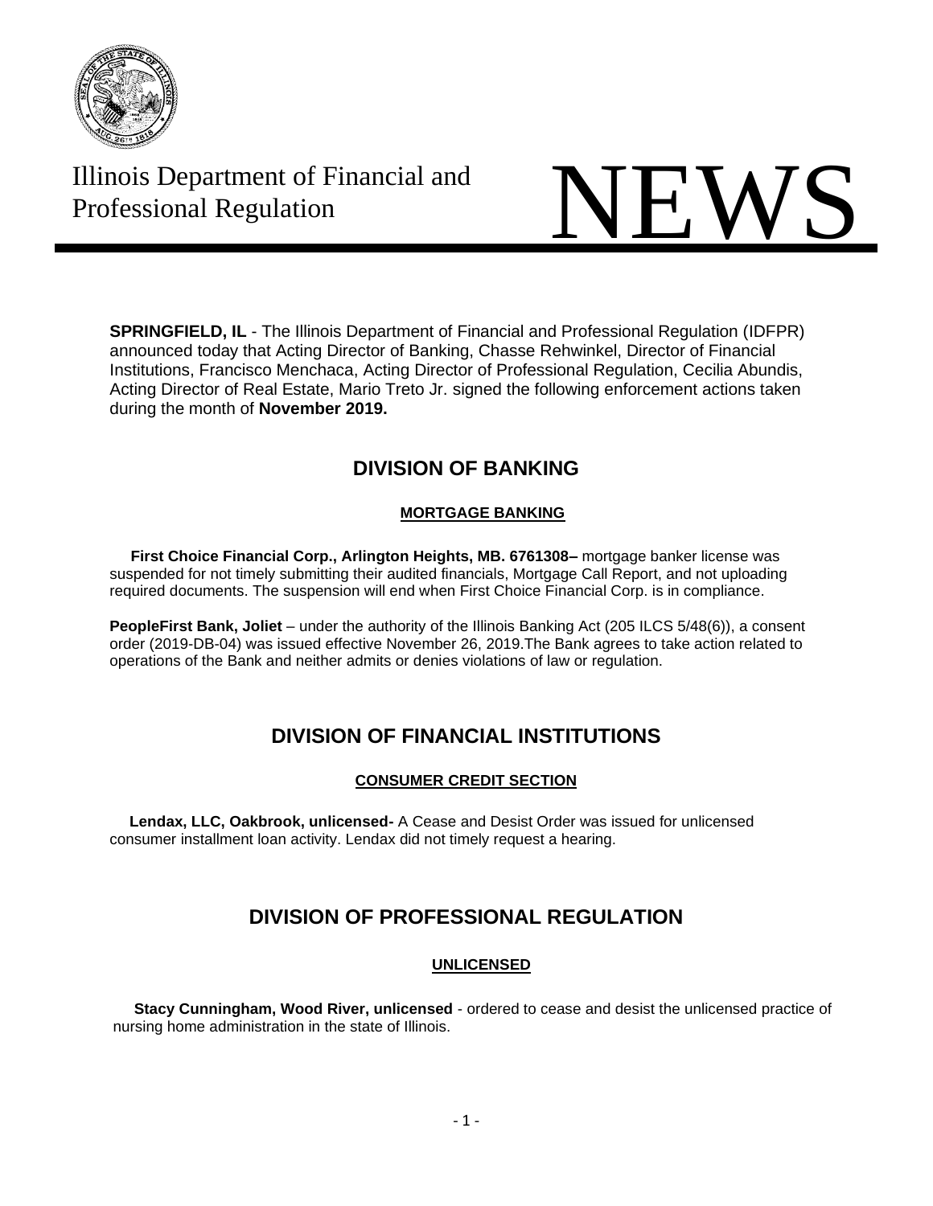# Illinois Department of Financial and Professional Regulation

# NEWS

**SPRINGFIELD, IL** - The Illinois Department of Financial and Professional Regulation (IDFPR) announced today that Acting Director of Banking, Chasse Rehwinkel, Director of Financial Institutions, Francisco Menchaca, Acting Director of Professional Regulation, Cecilia Abundis, Acting Director of Real Estate, Mario Treto Jr. signed the following enforcement actions taken during the month of **November 2019.**

## DIVISION OF BANKING

### MORTGAGE BANKING

**First Choice Financial Corp., Arlington Heights, MB. 6761308–** mortgage banker license was suspended for not timely submitting their audited financials, Mortgage Call Report, and not uploading required documents. The suspension will end when First Choice Financial Corp. is in compliance.

**PeopleFirst Bank, Joliet** – under the authority of the Illinois Banking Act (205 ILCS 5/48(6)), a consent order (2019-DB-04) was issued effective November 26, 2019.The Bank agrees to take action related to operations of the Bank and neither admits or denies violations of law or regulation.

## DIVISION OF FINANCIAL INSTITUTIONS

### CONSUMER CREDIT SECTION

**Lendax, LLC, Oakbrook, unlicensed-** A Cease and Desist Order was issued for unlicensed consumer installment loan activity. Lendax did not timely request a hearing.

## DIVISION OF PROFESSIONAL REGULATION

### UNLICENSED

**Stacy Cunningham, Wood River, unlicensed** - ordered to cease and desist the unlicensed practice of nursing home administration in the state of Illinois.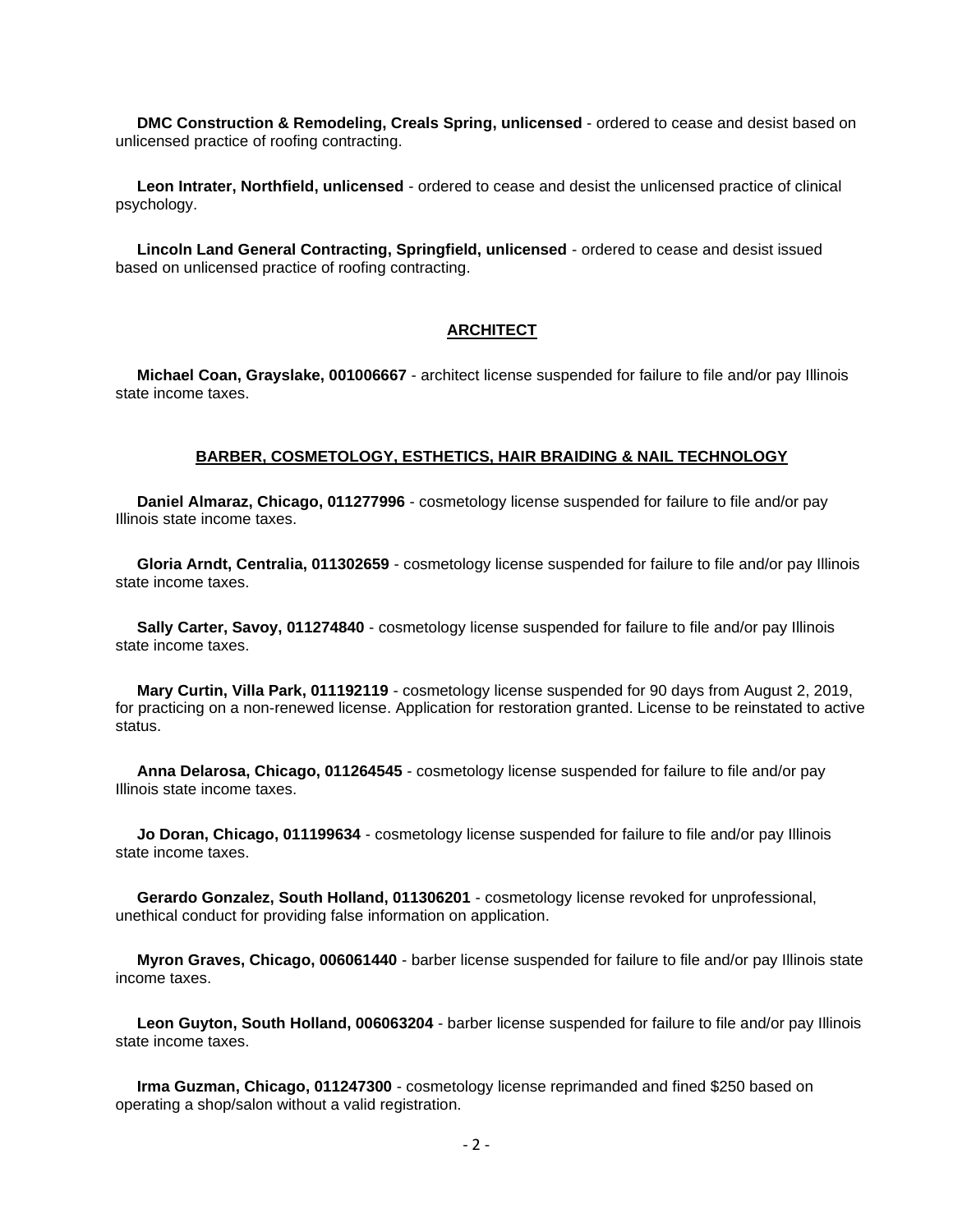**DMC Construction & Remodeling, Creals Spring, unlicensed** - ordered to cease and desist based on unlicensed practice of roofing contracting.

**Leon Intrater, Northfield, unlicensed** - ordered to cease and desist the unlicensed practice of clinical psychology.

**Lincoln Land General Contracting, Springfield, unlicensed** - ordered to cease and desist issued based on unlicensed practice of roofing contracting.

## ARCHITECT

**Michael Coan, Grayslake, 001006667** - architect license suspended for failure to file and/or pay Illinois state income taxes.

## BARBER, COSMETOLOGY, ESTHETICS, HAIR BRAIDING & NAIL TECHNOLOGY

**Daniel Almaraz, Chicago, 011277996** - cosmetology license suspended for failure to file and/or pay Illinois state income taxes.

**Gloria Arndt, Centralia, 011302659** - cosmetology license suspended for failure to file and/or pay Illinois state income taxes.

**Sally Carter, Savoy, 011274840** - cosmetology license suspended for failure to file and/or pay Illinois state income taxes.

**Mary Curtin, Villa Park, 011192119** - cosmetology license suspended for 90 days from August 2, 2019, for practicing on a non-renewed license. Application for restoration granted. License to be reinstated to active status.

**Anna Delarosa, Chicago, 011264545** - cosmetology license suspended for failure to file and/or pay Illinois state income taxes.

**Jo Doran, Chicago, 011199634** - cosmetology license suspended for failure to file and/or pay Illinois state income taxes.

**Gerardo Gonzalez, South Holland, 011306201** - cosmetology license revoked for unprofessional, unethical conduct for providing false information on application.

**Myron Graves, Chicago, 006061440** - barber license suspended for failure to file and/or pay Illinois state income taxes.

**Leon Guyton, South Holland, 006063204** - barber license suspended for failure to file and/or pay Illinois state income taxes.

**Irma Guzman, Chicago, 011247300** - cosmetology license reprimanded and fined $250 based on operating a shop/salon without a valid registration.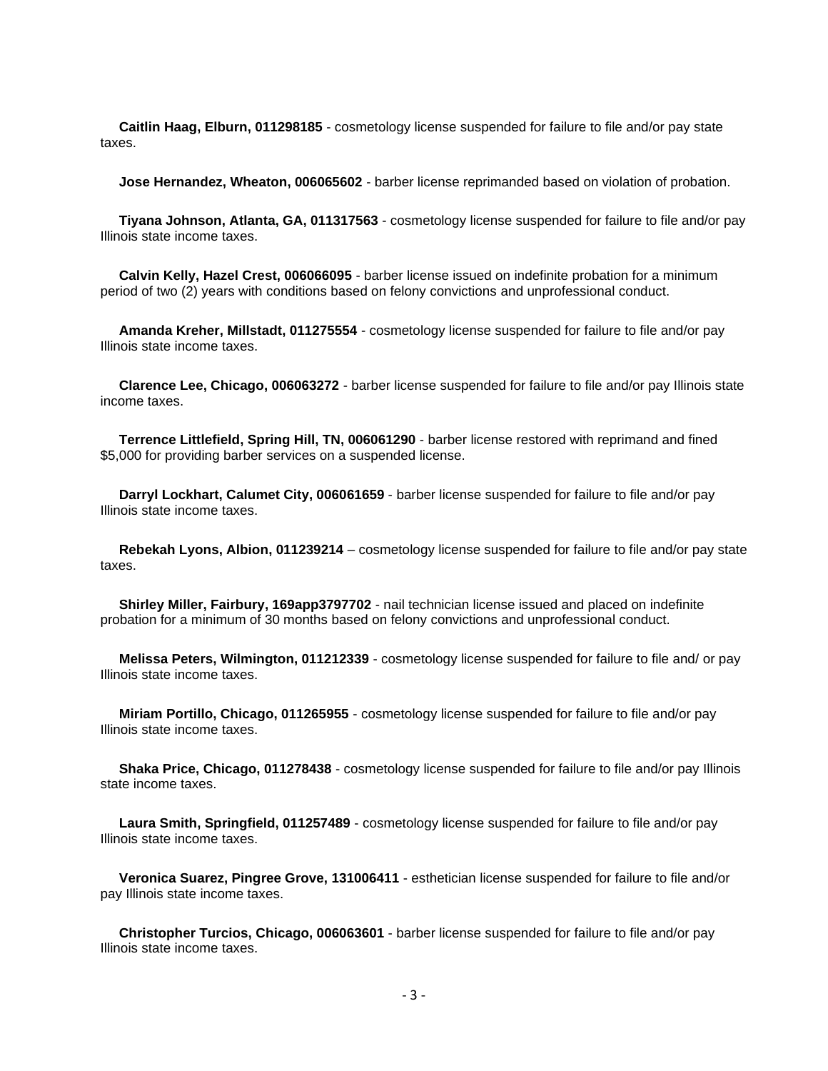**Caitlin Haag, Elburn, 011298185** - cosmetology license suspended for failure to file and/or pay state taxes.

**Jose Hernandez, Wheaton, 006065602** - barber license reprimanded based on violation of probation.

**Tiyana Johnson, Atlanta, GA, 011317563** - cosmetology license suspended for failure to file and/or pay Illinois state income taxes.

**Calvin Kelly, Hazel Crest, 006066095** - barber license issued on indefinite probation for a minimum period of two (2) years with conditions based on felony convictions and unprofessional conduct.

**Amanda Kreher, Millstadt, 011275554** - cosmetology license suspended for failure to file and/or pay Illinois state income taxes.

**Clarence Lee, Chicago, 006063272** - barber license suspended for failure to file and/or pay Illinois state income taxes.

**Terrence Littlefield, Spring Hill, TN, 006061290** - barber license restored with reprimand and fined $5,000 for providing barber services on a suspended license.

**Darryl Lockhart, Calumet City, 006061659** - barber license suspended for failure to file and/or pay Illinois state income taxes.

**Rebekah Lyons, Albion, 011239214** – cosmetology license suspended for failure to file and/or pay state taxes.

**Shirley Miller, Fairbury, 169app3797702** - nail technician license issued and placed on indefinite probation for a minimum of 30 months based on felony convictions and unprofessional conduct.

**Melissa Peters, Wilmington, 011212339** - cosmetology license suspended for failure to file and/ or pay Illinois state income taxes.

**Miriam Portillo, Chicago, 011265955** - cosmetology license suspended for failure to file and/or pay Illinois state income taxes.

**Shaka Price, Chicago, 011278438** - cosmetology license suspended for failure to file and/or pay Illinois state income taxes.

**Laura Smith, Springfield, 011257489** - cosmetology license suspended for failure to file and/or pay Illinois state income taxes.

**Veronica Suarez, Pingree Grove, 131006411** - esthetician license suspended for failure to file and/or pay Illinois state income taxes.

**Christopher Turcios, Chicago, 006063601** - barber license suspended for failure to file and/or pay Illinois state income taxes.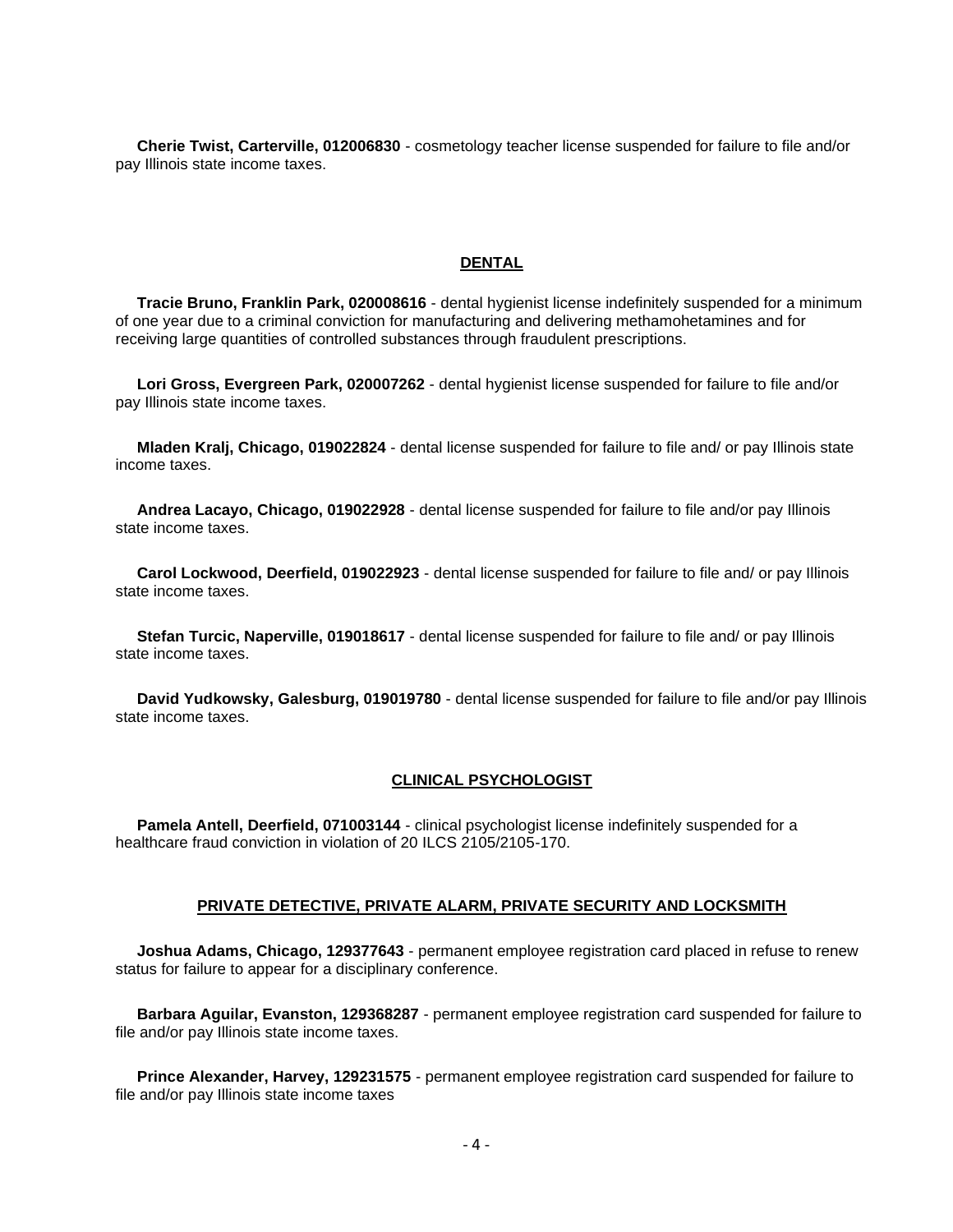**Cherie Twist, Carterville, 012006830** - cosmetology teacher license suspended for failure to file and/or pay Illinois state income taxes.

## DENTAL

**Tracie Bruno, Franklin Park, 020008616** - dental hygienist license indefinitely suspended for a minimum of one year due to a criminal conviction for manufacturing and delivering methamohetamines and for receiving large quantities of controlled substances through fraudulent prescriptions.

**Lori Gross, Evergreen Park, 020007262** - dental hygienist license suspended for failure to file and/or pay Illinois state income taxes.

**Mladen Kralj, Chicago, 019022824** - dental license suspended for failure to file and/ or pay Illinois state income taxes.

**Andrea Lacayo, Chicago, 019022928** - dental license suspended for failure to file and/or pay Illinois state income taxes.

**Carol Lockwood, Deerfield, 019022923** - dental license suspended for failure to file and/ or pay Illinois state income taxes.

**Stefan Turcic, Naperville, 019018617** - dental license suspended for failure to file and/ or pay Illinois state income taxes.

**David Yudkowsky, Galesburg, 019019780** - dental license suspended for failure to file and/or pay Illinois state income taxes.

## CLINICAL PSYCHOLOGIST

**Pamela Antell, Deerfield, 071003144** - clinical psychologist license indefinitely suspended for a healthcare fraud conviction in violation of 20 ILCS 2105/2105-170.

## PRIVATE DETECTIVE, PRIVATE ALARM, PRIVATE SECURITY AND LOCKSMITH

**Joshua Adams, Chicago, 129377643** - permanent employee registration card placed in refuse to renew status for failure to appear for a disciplinary conference.

**Barbara Aguilar, Evanston, 129368287** - permanent employee registration card suspended for failure to file and/or pay Illinois state income taxes.

**Prince Alexander, Harvey, 129231575** - permanent employee registration card suspended for failure to file and/or pay Illinois state income taxes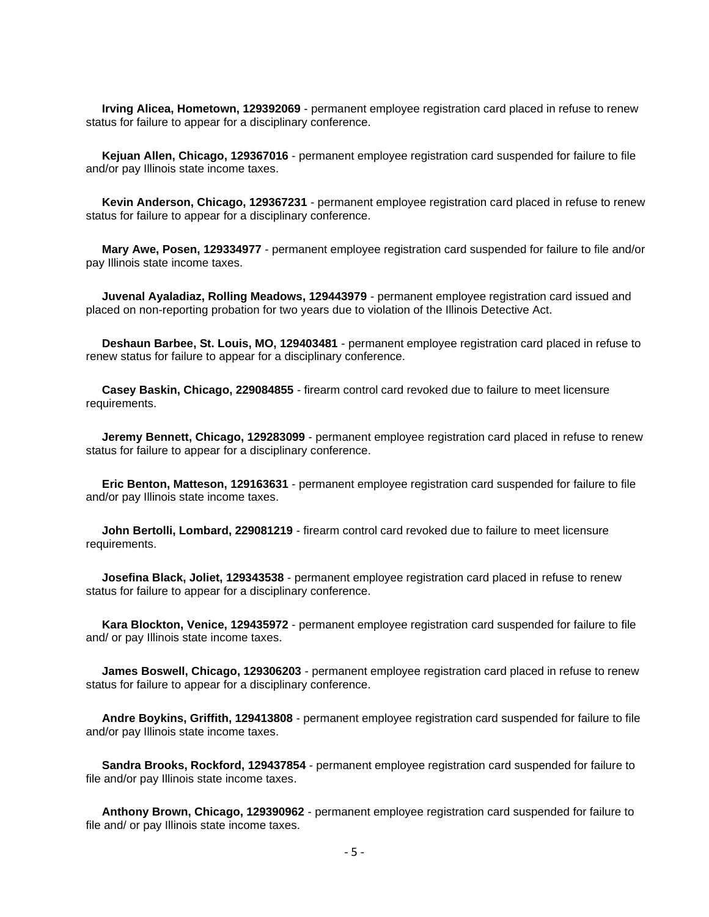**Irving Alicea, Hometown, 129392069** - permanent employee registration card placed in refuse to renew status for failure to appear for a disciplinary conference.

**Kejuan Allen, Chicago, 129367016** - permanent employee registration card suspended for failure to file and/or pay Illinois state income taxes.

**Kevin Anderson, Chicago, 129367231** - permanent employee registration card placed in refuse to renew status for failure to appear for a disciplinary conference.

**Mary Awe, Posen, 129334977** - permanent employee registration card suspended for failure to file and/or pay Illinois state income taxes.

**Juvenal Ayaladiaz, Rolling Meadows, 129443979** - permanent employee registration card issued and placed on non-reporting probation for two years due to violation of the Illinois Detective Act.

**Deshaun Barbee, St. Louis, MO, 129403481** - permanent employee registration card placed in refuse to renew status for failure to appear for a disciplinary conference.

**Casey Baskin, Chicago, 229084855** - firearm control card revoked due to failure to meet licensure requirements.

**Jeremy Bennett, Chicago, 129283099** - permanent employee registration card placed in refuse to renew status for failure to appear for a disciplinary conference.

**Eric Benton, Matteson, 129163631** - permanent employee registration card suspended for failure to file and/or pay Illinois state income taxes.

**John Bertolli, Lombard, 229081219** - firearm control card revoked due to failure to meet licensure requirements.

**Josefina Black, Joliet, 129343538** - permanent employee registration card placed in refuse to renew status for failure to appear for a disciplinary conference.

**Kara Blockton, Venice, 129435972** - permanent employee registration card suspended for failure to file and/ or pay Illinois state income taxes.

**James Boswell, Chicago, 129306203** - permanent employee registration card placed in refuse to renew status for failure to appear for a disciplinary conference.

**Andre Boykins, Griffith, 129413808** - permanent employee registration card suspended for failure to file and/or pay Illinois state income taxes.

**Sandra Brooks, Rockford, 129437854** - permanent employee registration card suspended for failure to file and/or pay Illinois state income taxes.

**Anthony Brown, Chicago, 129390962** - permanent employee registration card suspended for failure to file and/ or pay Illinois state income taxes.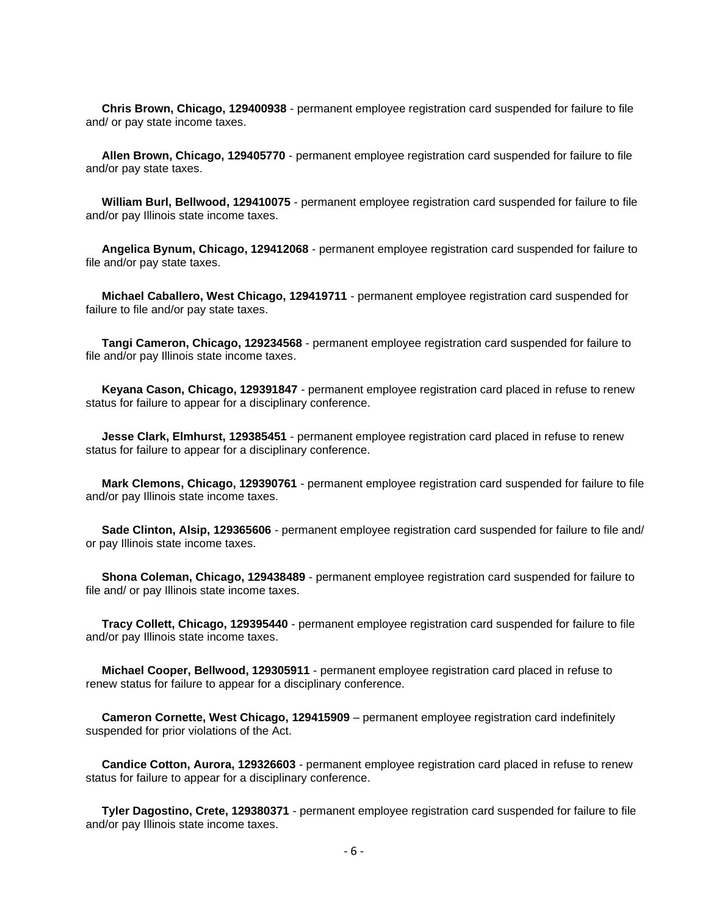**Chris Brown, Chicago, 129400938** - permanent employee registration card suspended for failure to file and/ or pay state income taxes.

**Allen Brown, Chicago, 129405770** - permanent employee registration card suspended for failure to file and/or pay state taxes.

**William Burl, Bellwood, 129410075** - permanent employee registration card suspended for failure to file and/or pay Illinois state income taxes.

**Angelica Bynum, Chicago, 129412068** - permanent employee registration card suspended for failure to file and/or pay state taxes.

**Michael Caballero, West Chicago, 129419711** - permanent employee registration card suspended for failure to file and/or pay state taxes.

**Tangi Cameron, Chicago, 129234568** - permanent employee registration card suspended for failure to file and/or pay Illinois state income taxes.

**Keyana Cason, Chicago, 129391847** - permanent employee registration card placed in refuse to renew status for failure to appear for a disciplinary conference.

**Jesse Clark, Elmhurst, 129385451** - permanent employee registration card placed in refuse to renew status for failure to appear for a disciplinary conference.

**Mark Clemons, Chicago, 129390761** - permanent employee registration card suspended for failure to file and/or pay Illinois state income taxes.

**Sade Clinton, Alsip, 129365606** - permanent employee registration card suspended for failure to file and/ or pay Illinois state income taxes.

**Shona Coleman, Chicago, 129438489** - permanent employee registration card suspended for failure to file and/ or pay Illinois state income taxes.

**Tracy Collett, Chicago, 129395440** - permanent employee registration card suspended for failure to file and/or pay Illinois state income taxes.

**Michael Cooper, Bellwood, 129305911** - permanent employee registration card placed in refuse to renew status for failure to appear for a disciplinary conference.

**Cameron Cornette, West Chicago, 129415909** – permanent employee registration card indefinitely suspended for prior violations of the Act.

**Candice Cotton, Aurora, 129326603** - permanent employee registration card placed in refuse to renew status for failure to appear for a disciplinary conference.

**Tyler Dagostino, Crete, 129380371** - permanent employee registration card suspended for failure to file and/or pay Illinois state income taxes.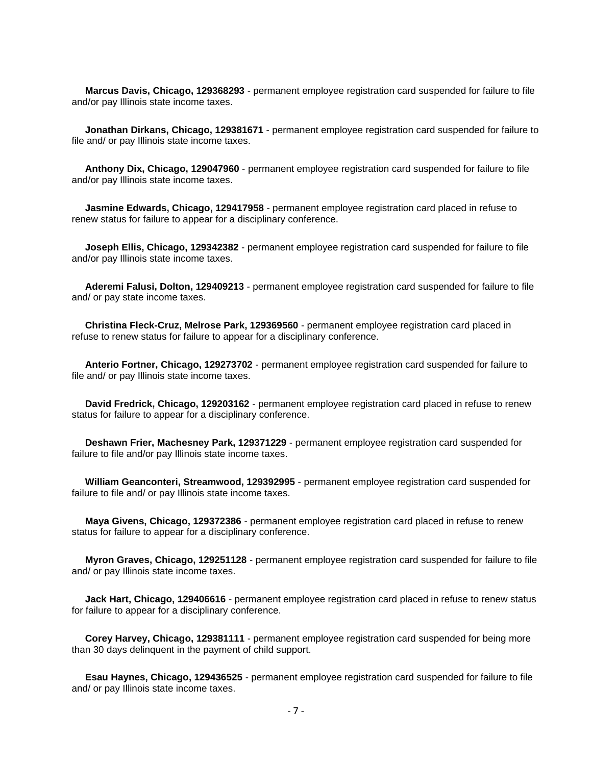**Marcus Davis, Chicago, 129368293** - permanent employee registration card suspended for failure to file and/or pay Illinois state income taxes.

**Jonathan Dirkans, Chicago, 129381671** - permanent employee registration card suspended for failure to file and/ or pay Illinois state income taxes.

**Anthony Dix, Chicago, 129047960** - permanent employee registration card suspended for failure to file and/or pay Illinois state income taxes.

**Jasmine Edwards, Chicago, 129417958** - permanent employee registration card placed in refuse to renew status for failure to appear for a disciplinary conference.

**Joseph Ellis, Chicago, 129342382** - permanent employee registration card suspended for failure to file and/or pay Illinois state income taxes.

**Aderemi Falusi, Dolton, 129409213** - permanent employee registration card suspended for failure to file and/ or pay state income taxes.

**Christina Fleck-Cruz, Melrose Park, 129369560** - permanent employee registration card placed in refuse to renew status for failure to appear for a disciplinary conference.

**Anterio Fortner, Chicago, 129273702** - permanent employee registration card suspended for failure to file and/ or pay Illinois state income taxes.

**David Fredrick, Chicago, 129203162** - permanent employee registration card placed in refuse to renew status for failure to appear for a disciplinary conference.

**Deshawn Frier, Machesney Park, 129371229** - permanent employee registration card suspended for failure to file and/or pay Illinois state income taxes.

**William Geanconteri, Streamwood, 129392995** - permanent employee registration card suspended for failure to file and/ or pay Illinois state income taxes.

**Maya Givens, Chicago, 129372386** - permanent employee registration card placed in refuse to renew status for failure to appear for a disciplinary conference.

**Myron Graves, Chicago, 129251128** - permanent employee registration card suspended for failure to file and/ or pay Illinois state income taxes.

**Jack Hart, Chicago, 129406616** - permanent employee registration card placed in refuse to renew status for failure to appear for a disciplinary conference.

**Corey Harvey, Chicago, 129381111** - permanent employee registration card suspended for being more than 30 days delinquent in the payment of child support.

**Esau Haynes, Chicago, 129436525** - permanent employee registration card suspended for failure to file and/ or pay Illinois state income taxes.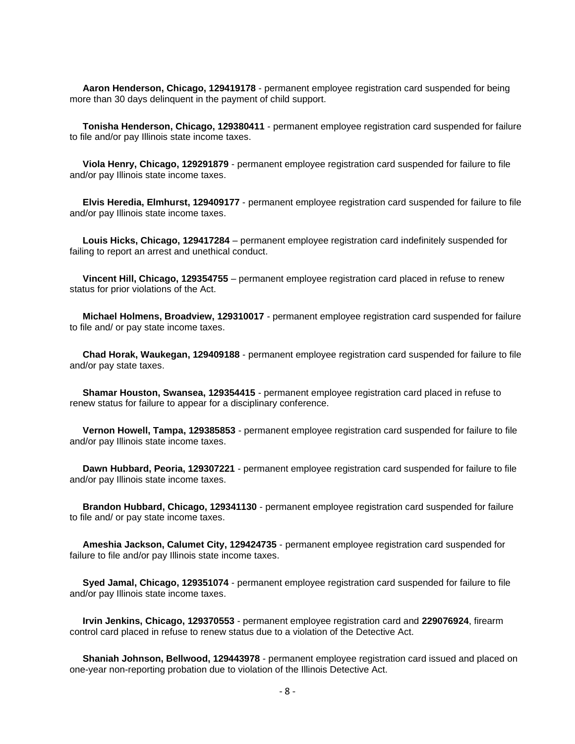**Aaron Henderson, Chicago, 129419178** - permanent employee registration card suspended for being more than 30 days delinquent in the payment of child support.

**Tonisha Henderson, Chicago, 129380411** - permanent employee registration card suspended for failure to file and/or pay Illinois state income taxes.

**Viola Henry, Chicago, 129291879** - permanent employee registration card suspended for failure to file and/or pay Illinois state income taxes.

**Elvis Heredia, Elmhurst, 129409177** - permanent employee registration card suspended for failure to file and/or pay Illinois state income taxes.

**Louis Hicks, Chicago, 129417284** – permanent employee registration card indefinitely suspended for failing to report an arrest and unethical conduct.

**Vincent Hill, Chicago, 129354755** – permanent employee registration card placed in refuse to renew status for prior violations of the Act.

**Michael Holmens, Broadview, 129310017** - permanent employee registration card suspended for failure to file and/ or pay state income taxes.

**Chad Horak, Waukegan, 129409188** - permanent employee registration card suspended for failure to file and/or pay state taxes.

**Shamar Houston, Swansea, 129354415** - permanent employee registration card placed in refuse to renew status for failure to appear for a disciplinary conference.

**Vernon Howell, Tampa, 129385853** - permanent employee registration card suspended for failure to file and/or pay Illinois state income taxes.

**Dawn Hubbard, Peoria, 129307221** - permanent employee registration card suspended for failure to file and/or pay Illinois state income taxes.

**Brandon Hubbard, Chicago, 129341130** - permanent employee registration card suspended for failure to file and/ or pay state income taxes.

**Ameshia Jackson, Calumet City, 129424735** - permanent employee registration card suspended for failure to file and/or pay Illinois state income taxes.

**Syed Jamal, Chicago, 129351074** - permanent employee registration card suspended for failure to file and/or pay Illinois state income taxes.

**Irvin Jenkins, Chicago, 129370553** - permanent employee registration card and **229076924**, firearm control card placed in refuse to renew status due to a violation of the Detective Act.

**Shaniah Johnson, Bellwood, 129443978** - permanent employee registration card issued and placed on one-year non-reporting probation due to violation of the Illinois Detective Act.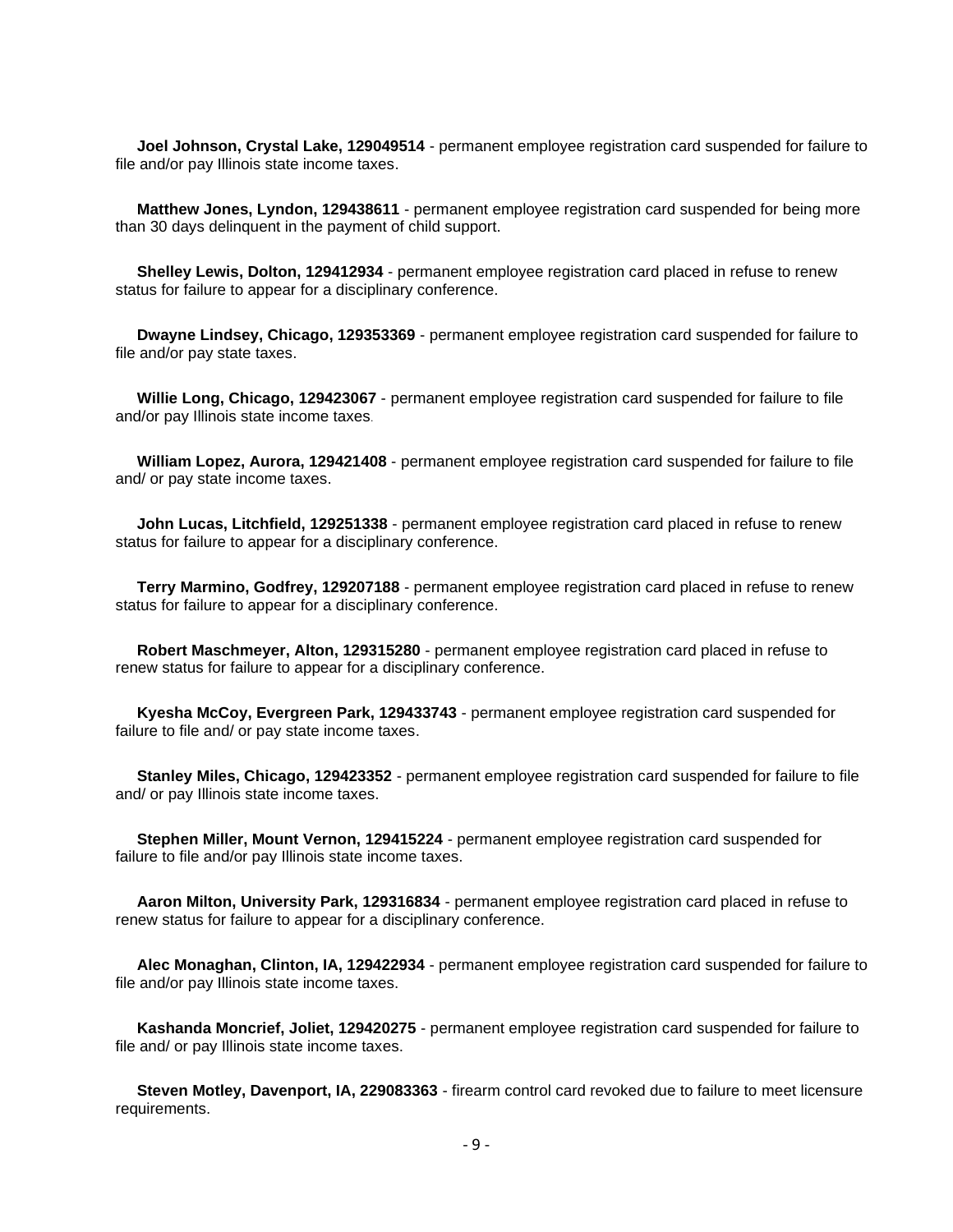**Joel Johnson, Crystal Lake, 129049514** - permanent employee registration card suspended for failure to file and/or pay Illinois state income taxes.

**Matthew Jones, Lyndon, 129438611** - permanent employee registration card suspended for being more than 30 days delinquent in the payment of child support.

**Shelley Lewis, Dolton, 129412934** - permanent employee registration card placed in refuse to renew status for failure to appear for a disciplinary conference.

**Dwayne Lindsey, Chicago, 129353369** - permanent employee registration card suspended for failure to file and/or pay state taxes.

**Willie Long, Chicago, 129423067** - permanent employee registration card suspended for failure to file and/or pay Illinois state income taxes.

**William Lopez, Aurora, 129421408** - permanent employee registration card suspended for failure to file and/ or pay state income taxes.

**John Lucas, Litchfield, 129251338** - permanent employee registration card placed in refuse to renew status for failure to appear for a disciplinary conference.

**Terry Marmino, Godfrey, 129207188** - permanent employee registration card placed in refuse to renew status for failure to appear for a disciplinary conference.

**Robert Maschmeyer, Alton, 129315280** - permanent employee registration card placed in refuse to renew status for failure to appear for a disciplinary conference.

**Kyesha McCoy, Evergreen Park, 129433743** - permanent employee registration card suspended for failure to file and/ or pay state income taxes.

**Stanley Miles, Chicago, 129423352** - permanent employee registration card suspended for failure to file and/ or pay Illinois state income taxes.

**Stephen Miller, Mount Vernon, 129415224** - permanent employee registration card suspended for failure to file and/or pay Illinois state income taxes.

**Aaron Milton, University Park, 129316834** - permanent employee registration card placed in refuse to renew status for failure to appear for a disciplinary conference.

**Alec Monaghan, Clinton, IA, 129422934** - permanent employee registration card suspended for failure to file and/or pay Illinois state income taxes.

**Kashanda Moncrief, Joliet, 129420275** - permanent employee registration card suspended for failure to file and/ or pay Illinois state income taxes.

**Steven Motley, Davenport, IA, 229083363** - firearm control card revoked due to failure to meet licensure requirements.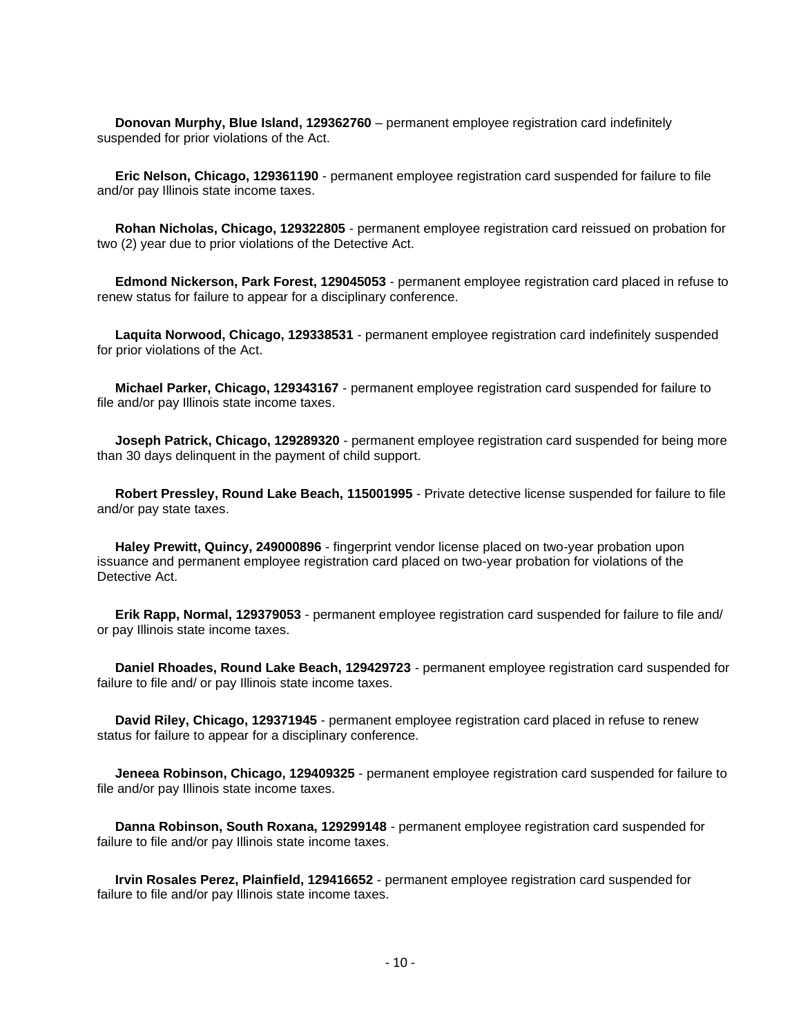**Donovan Murphy, Blue Island, 129362760** – permanent employee registration card indefinitely suspended for prior violations of the Act.

**Eric Nelson, Chicago, 129361190** - permanent employee registration card suspended for failure to file and/or pay Illinois state income taxes.

**Rohan Nicholas, Chicago, 129322805** - permanent employee registration card reissued on probation for two (2) year due to prior violations of the Detective Act.

**Edmond Nickerson, Park Forest, 129045053** - permanent employee registration card placed in refuse to renew status for failure to appear for a disciplinary conference.

**Laquita Norwood, Chicago, 129338531** - permanent employee registration card indefinitely suspended for prior violations of the Act.

**Michael Parker, Chicago, 129343167** - permanent employee registration card suspended for failure to file and/or pay Illinois state income taxes.

**Joseph Patrick, Chicago, 129289320** - permanent employee registration card suspended for being more than 30 days delinquent in the payment of child support.

**Robert Pressley, Round Lake Beach, 115001995** - Private detective license suspended for failure to file and/or pay state taxes.

**Haley Prewitt, Quincy, 249000896** - fingerprint vendor license placed on two-year probation upon issuance and permanent employee registration card placed on two-year probation for violations of the Detective Act.

**Erik Rapp, Normal, 129379053** - permanent employee registration card suspended for failure to file and/ or pay Illinois state income taxes.

**Daniel Rhoades, Round Lake Beach, 129429723** - permanent employee registration card suspended for failure to file and/ or pay Illinois state income taxes.

**David Riley, Chicago, 129371945** - permanent employee registration card placed in refuse to renew status for failure to appear for a disciplinary conference.

**Jeneea Robinson, Chicago, 129409325** - permanent employee registration card suspended for failure to file and/or pay Illinois state income taxes.

**Danna Robinson, South Roxana, 129299148** - permanent employee registration card suspended for failure to file and/or pay Illinois state income taxes.

**Irvin Rosales Perez, Plainfield, 129416652** - permanent employee registration card suspended for failure to file and/or pay Illinois state income taxes.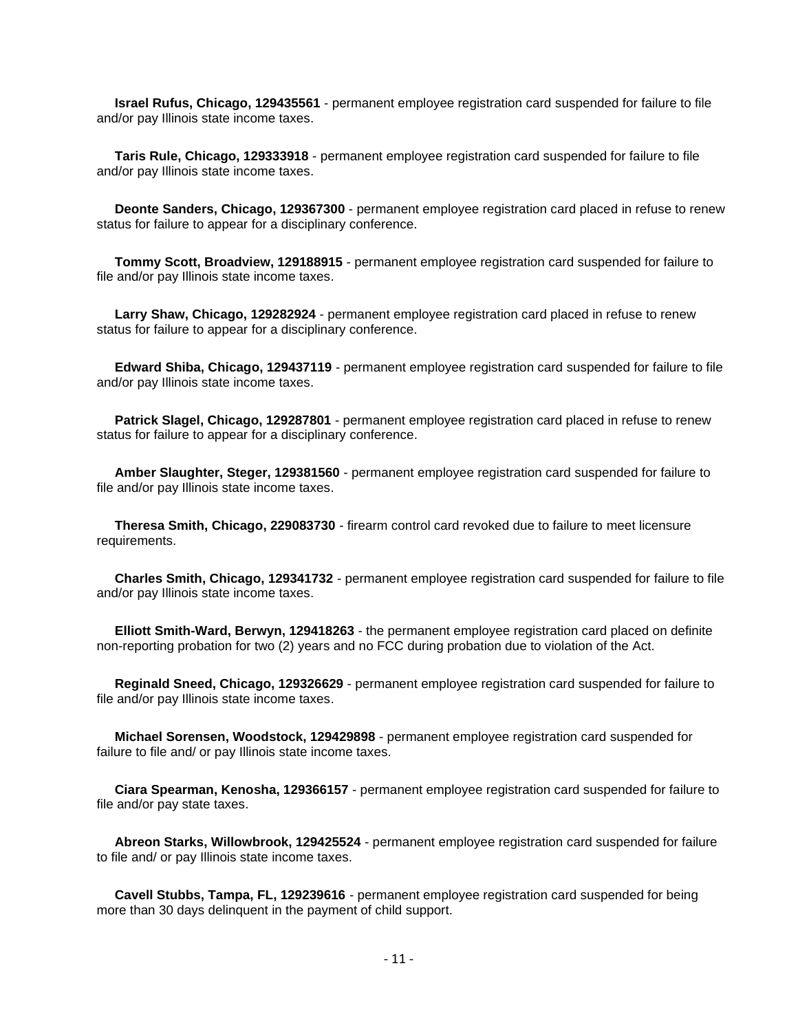**Israel Rufus, Chicago, 129435561** - permanent employee registration card suspended for failure to file and/or pay Illinois state income taxes.

**Taris Rule, Chicago, 129333918** - permanent employee registration card suspended for failure to file and/or pay Illinois state income taxes.

**Deonte Sanders, Chicago, 129367300** - permanent employee registration card placed in refuse to renew status for failure to appear for a disciplinary conference.

**Tommy Scott, Broadview, 129188915** - permanent employee registration card suspended for failure to file and/or pay Illinois state income taxes.

**Larry Shaw, Chicago, 129282924** - permanent employee registration card placed in refuse to renew status for failure to appear for a disciplinary conference.

**Edward Shiba, Chicago, 129437119** - permanent employee registration card suspended for failure to file and/or pay Illinois state income taxes.

**Patrick Slagel, Chicago, 129287801** - permanent employee registration card placed in refuse to renew status for failure to appear for a disciplinary conference.

**Amber Slaughter, Steger, 129381560** - permanent employee registration card suspended for failure to file and/or pay Illinois state income taxes.

**Theresa Smith, Chicago, 229083730** - firearm control card revoked due to failure to meet licensure requirements.

**Charles Smith, Chicago, 129341732** - permanent employee registration card suspended for failure to file and/or pay Illinois state income taxes.

**Elliott Smith-Ward, Berwyn, 129418263** - the permanent employee registration card placed on definite non-reporting probation for two (2) years and no FCC during probation due to violation of the Act.

**Reginald Sneed, Chicago, 129326629** - permanent employee registration card suspended for failure to file and/or pay Illinois state income taxes.

**Michael Sorensen, Woodstock, 129429898** - permanent employee registration card suspended for failure to file and/ or pay Illinois state income taxes.

**Ciara Spearman, Kenosha, 129366157** - permanent employee registration card suspended for failure to file and/or pay state taxes.

**Abreon Starks, Willowbrook, 129425524** - permanent employee registration card suspended for failure to file and/ or pay Illinois state income taxes.

**Cavell Stubbs, Tampa, FL, 129239616** - permanent employee registration card suspended for being more than 30 days delinquent in the payment of child support.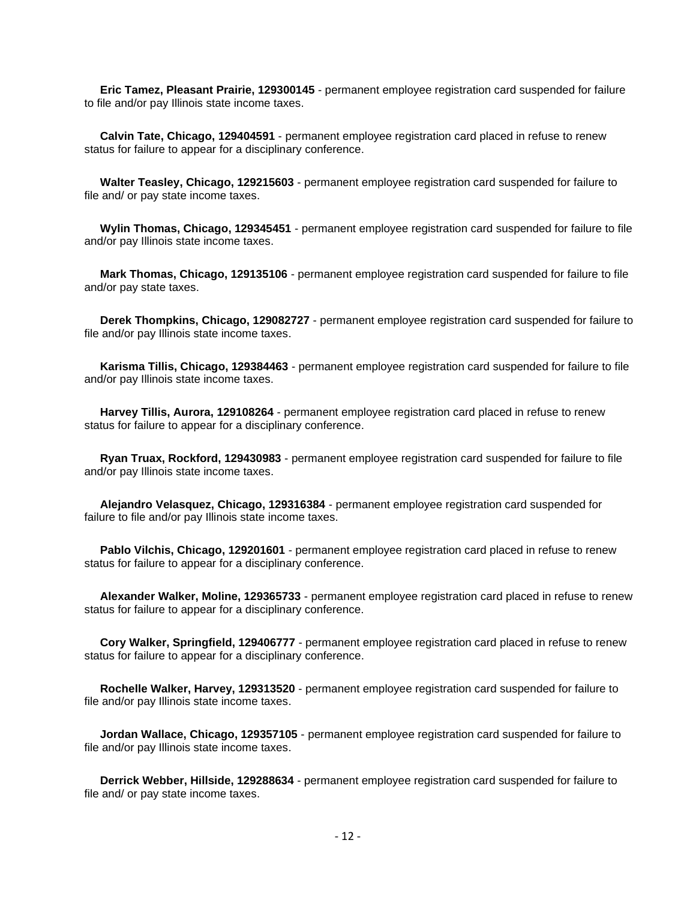**Eric Tamez, Pleasant Prairie, 129300145** - permanent employee registration card suspended for failure to file and/or pay Illinois state income taxes.

**Calvin Tate, Chicago, 129404591** - permanent employee registration card placed in refuse to renew status for failure to appear for a disciplinary conference.

**Walter Teasley, Chicago, 129215603** - permanent employee registration card suspended for failure to file and/ or pay state income taxes.

**Wylin Thomas, Chicago, 129345451** - permanent employee registration card suspended for failure to file and/or pay Illinois state income taxes.

**Mark Thomas, Chicago, 129135106** - permanent employee registration card suspended for failure to file and/or pay state taxes.

**Derek Thompkins, Chicago, 129082727** - permanent employee registration card suspended for failure to file and/or pay Illinois state income taxes.

**Karisma Tillis, Chicago, 129384463** - permanent employee registration card suspended for failure to file and/or pay Illinois state income taxes.

**Harvey Tillis, Aurora, 129108264** - permanent employee registration card placed in refuse to renew status for failure to appear for a disciplinary conference.

**Ryan Truax, Rockford, 129430983** - permanent employee registration card suspended for failure to file and/or pay Illinois state income taxes.

**Alejandro Velasquez, Chicago, 129316384** - permanent employee registration card suspended for failure to file and/or pay Illinois state income taxes.

**Pablo Vilchis, Chicago, 129201601** - permanent employee registration card placed in refuse to renew status for failure to appear for a disciplinary conference.

**Alexander Walker, Moline, 129365733** - permanent employee registration card placed in refuse to renew status for failure to appear for a disciplinary conference.

**Cory Walker, Springfield, 129406777** - permanent employee registration card placed in refuse to renew status for failure to appear for a disciplinary conference.

**Rochelle Walker, Harvey, 129313520** - permanent employee registration card suspended for failure to file and/or pay Illinois state income taxes.

**Jordan Wallace, Chicago, 129357105** - permanent employee registration card suspended for failure to file and/or pay Illinois state income taxes.

**Derrick Webber, Hillside, 129288634** - permanent employee registration card suspended for failure to file and/ or pay state income taxes.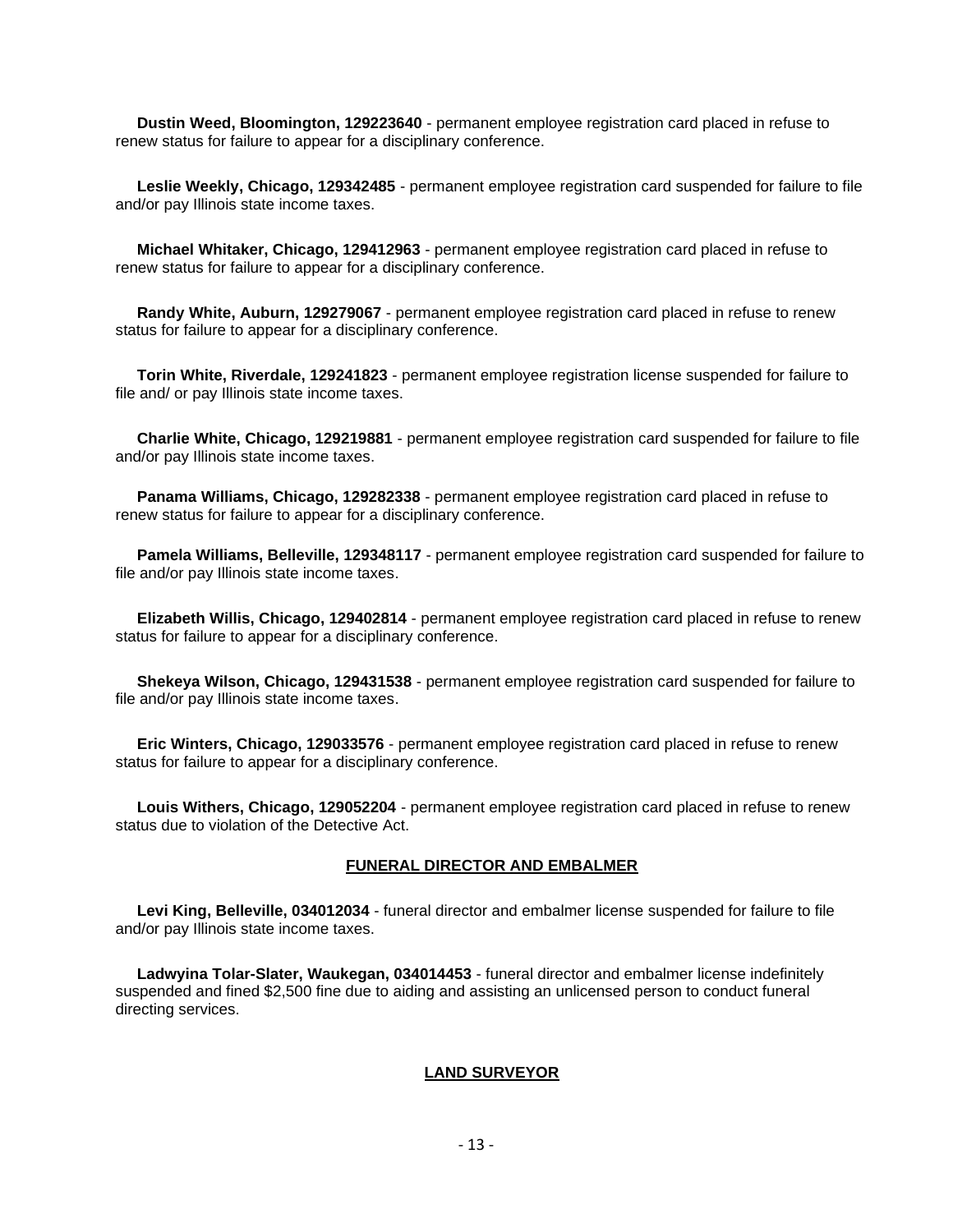**Dustin Weed, Bloomington, 129223640** - permanent employee registration card placed in refuse to renew status for failure to appear for a disciplinary conference.

**Leslie Weekly, Chicago, 129342485** - permanent employee registration card suspended for failure to file and/or pay Illinois state income taxes.

**Michael Whitaker, Chicago, 129412963** - permanent employee registration card placed in refuse to renew status for failure to appear for a disciplinary conference.

**Randy White, Auburn, 129279067** - permanent employee registration card placed in refuse to renew status for failure to appear for a disciplinary conference.

**Torin White, Riverdale, 129241823** - permanent employee registration license suspended for failure to file and/ or pay Illinois state income taxes.

**Charlie White, Chicago, 129219881** - permanent employee registration card suspended for failure to file and/or pay Illinois state income taxes.

**Panama Williams, Chicago, 129282338** - permanent employee registration card placed in refuse to renew status for failure to appear for a disciplinary conference.

**Pamela Williams, Belleville, 129348117** - permanent employee registration card suspended for failure to file and/or pay Illinois state income taxes.

**Elizabeth Willis, Chicago, 129402814** - permanent employee registration card placed in refuse to renew status for failure to appear for a disciplinary conference.

**Shekeya Wilson, Chicago, 129431538** - permanent employee registration card suspended for failure to file and/or pay Illinois state income taxes.

**Eric Winters, Chicago, 129033576** - permanent employee registration card placed in refuse to renew status for failure to appear for a disciplinary conference.

**Louis Withers, Chicago, 129052204** - permanent employee registration card placed in refuse to renew status due to violation of the Detective Act.

## FUNERAL DIRECTOR AND EMBALMER

**Levi King, Belleville, 034012034** - funeral director and embalmer license suspended for failure to file and/or pay Illinois state income taxes.

**Ladwyina Tolar-Slater, Waukegan, 034014453** - funeral director and embalmer license indefinitely suspended and fined $2,500 fine due to aiding and assisting an unlicensed person to conduct funeral directing services.

## LAND SURVEYOR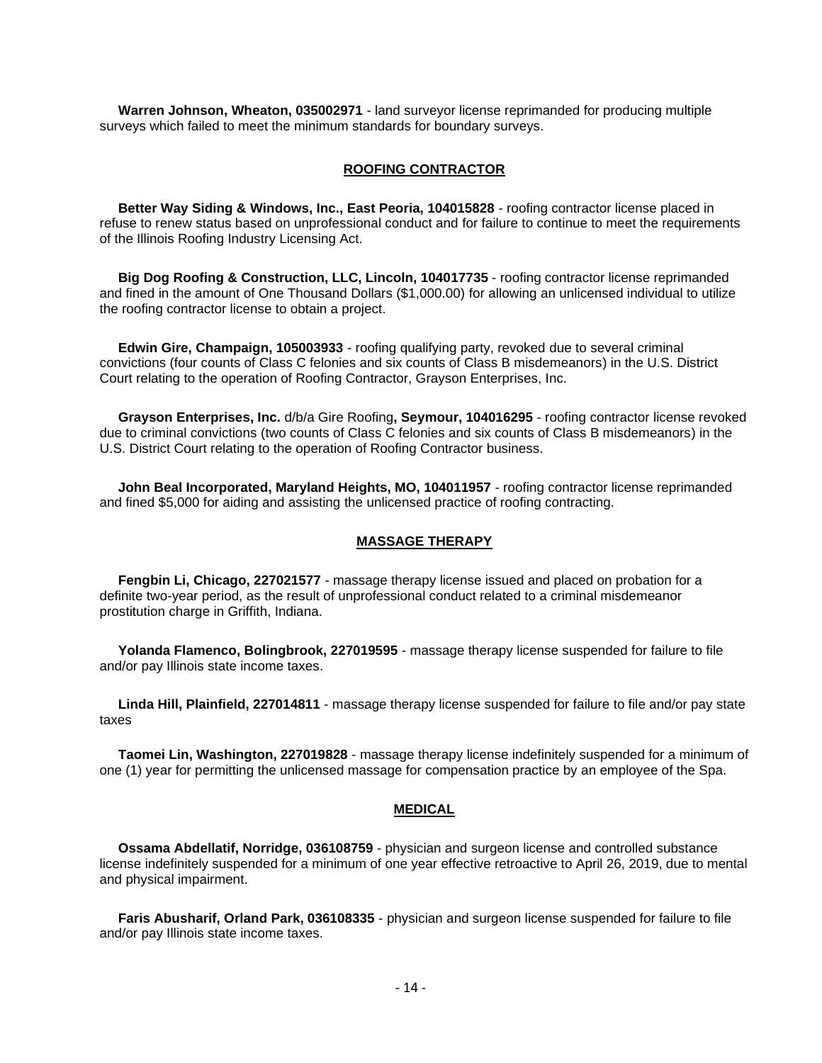**Warren Johnson, Wheaton, 035002971** - land surveyor license reprimanded for producing multiple surveys which failed to meet the minimum standards for boundary surveys.

## ROOFING CONTRACTOR

**Better Way Siding & Windows, Inc., East Peoria, 104015828** - roofing contractor license placed in refuse to renew status based on unprofessional conduct and for failure to continue to meet the requirements of the Illinois Roofing Industry Licensing Act.

**Big Dog Roofing & Construction, LLC, Lincoln, 104017735** - roofing contractor license reprimanded and fined in the amount of One Thousand Dollars ($1,000.00) for allowing an unlicensed individual to utilize the roofing contractor license to obtain a project.

**Edwin Gire, Champaign, 105003933** - roofing qualifying party, revoked due to several criminal convictions (four counts of Class C felonies and six counts of Class B misdemeanors) in the U.S. District Court relating to the operation of Roofing Contractor, Grayson Enterprises, Inc.

**Grayson Enterprises, Inc.** d/b/a Gire Roofing**, Seymour, 104016295** - roofing contractor license revoked due to criminal convictions (two counts of Class C felonies and six counts of Class B misdemeanors) in the U.S. District Court relating to the operation of Roofing Contractor business.

**John Beal Incorporated, Maryland Heights, MO, 104011957** - roofing contractor license reprimanded and fined $5,000 for aiding and assisting the unlicensed practice of roofing contracting.

## MASSAGE THERAPY

**Fengbin Li, Chicago, 227021577** - massage therapy license issued and placed on probation for a definite two-year period, as the result of unprofessional conduct related to a criminal misdemeanor prostitution charge in Griffith, Indiana.

**Yolanda Flamenco, Bolingbrook, 227019595** - massage therapy license suspended for failure to file and/or pay Illinois state income taxes.

**Linda Hill, Plainfield, 227014811** - massage therapy license suspended for failure to file and/or pay state taxes

**Taomei Lin, Washington, 227019828** - massage therapy license indefinitely suspended for a minimum of one (1) year for permitting the unlicensed massage for compensation practice by an employee of the Spa.

## MEDICAL

**Ossama Abdellatif, Norridge, 036108759** - physician and surgeon license and controlled substance license indefinitely suspended for a minimum of one year effective retroactive to April 26, 2019, due to mental and physical impairment.

**Faris Abusharif, Orland Park, 036108335** - physician and surgeon license suspended for failure to file and/or pay Illinois state income taxes.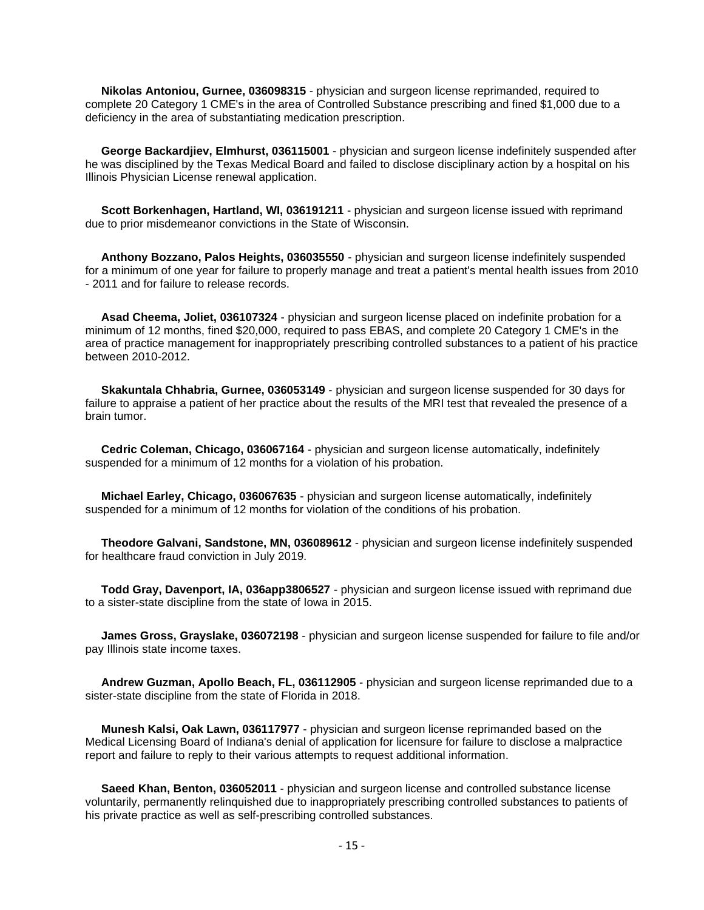**Nikolas Antoniou, Gurnee, 036098315** - physician and surgeon license reprimanded, required to complete 20 Category 1 CME's in the area of Controlled Substance prescribing and fined $1,000 due to a deficiency in the area of substantiating medication prescription.

**George Backardjiev, Elmhurst, 036115001** - physician and surgeon license indefinitely suspended after he was disciplined by the Texas Medical Board and failed to disclose disciplinary action by a hospital on his Illinois Physician License renewal application.

**Scott Borkenhagen, Hartland, WI, 036191211** - physician and surgeon license issued with reprimand due to prior misdemeanor convictions in the State of Wisconsin.

**Anthony Bozzano, Palos Heights, 036035550** - physician and surgeon license indefinitely suspended for a minimum of one year for failure to properly manage and treat a patient's mental health issues from 2010 - 2011 and for failure to release records.

**Asad Cheema, Joliet, 036107324** - physician and surgeon license placed on indefinite probation for a minimum of 12 months, fined $20,000, required to pass EBAS, and complete 20 Category 1 CME's in the area of practice management for inappropriately prescribing controlled substances to a patient of his practice between 2010-2012.

**Skakuntala Chhabria, Gurnee, 036053149** - physician and surgeon license suspended for 30 days for failure to appraise a patient of her practice about the results of the MRI test that revealed the presence of a brain tumor.

**Cedric Coleman, Chicago, 036067164** - physician and surgeon license automatically, indefinitely suspended for a minimum of 12 months for a violation of his probation.

**Michael Earley, Chicago, 036067635** - physician and surgeon license automatically, indefinitely suspended for a minimum of 12 months for violation of the conditions of his probation.

**Theodore Galvani, Sandstone, MN, 036089612** - physician and surgeon license indefinitely suspended for healthcare fraud conviction in July 2019.

**Todd Gray, Davenport, IA, 036app3806527** - physician and surgeon license issued with reprimand due to a sister-state discipline from the state of Iowa in 2015.

**James Gross, Grayslake, 036072198** - physician and surgeon license suspended for failure to file and/or pay Illinois state income taxes.

**Andrew Guzman, Apollo Beach, FL, 036112905** - physician and surgeon license reprimanded due to a sister-state discipline from the state of Florida in 2018.

**Munesh Kalsi, Oak Lawn, 036117977** - physician and surgeon license reprimanded based on the Medical Licensing Board of Indiana's denial of application for licensure for failure to disclose a malpractice report and failure to reply to their various attempts to request additional information.

**Saeed Khan, Benton, 036052011** - physician and surgeon license and controlled substance license voluntarily, permanently relinquished due to inappropriately prescribing controlled substances to patients of his private practice as well as self-prescribing controlled substances.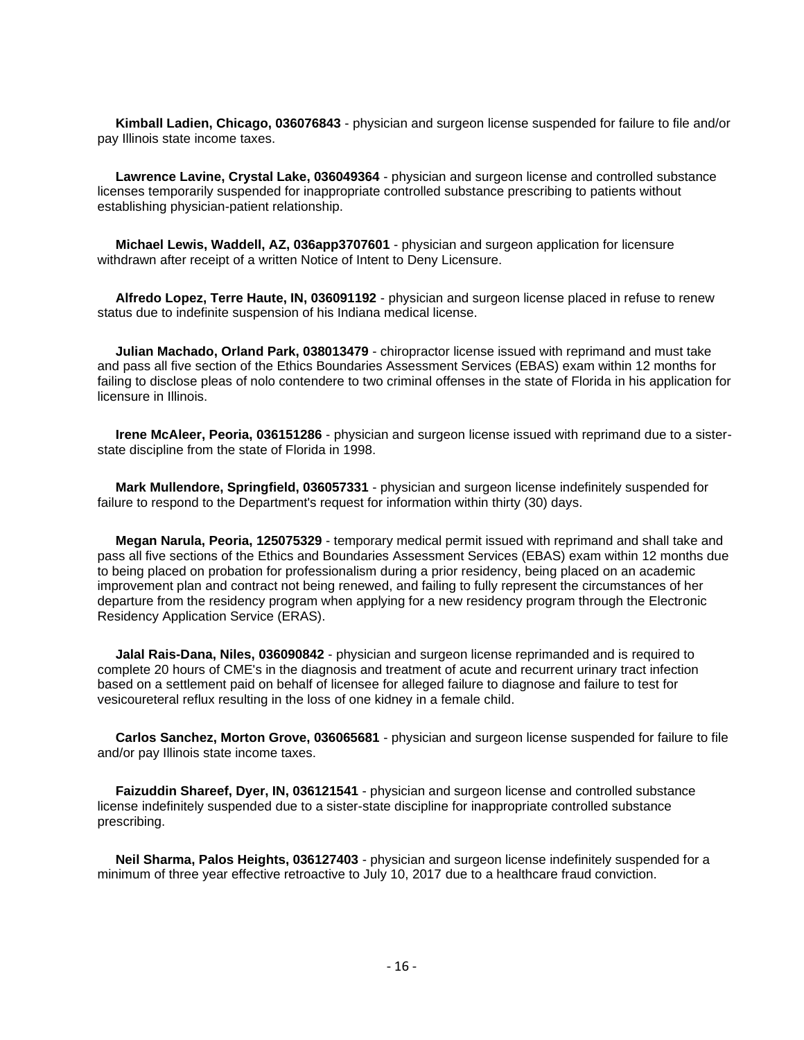**Kimball Ladien, Chicago, 036076843** - physician and surgeon license suspended for failure to file and/or pay Illinois state income taxes.

**Lawrence Lavine, Crystal Lake, 036049364** - physician and surgeon license and controlled substance licenses temporarily suspended for inappropriate controlled substance prescribing to patients without establishing physician-patient relationship.

**Michael Lewis, Waddell, AZ, 036app3707601** - physician and surgeon application for licensure withdrawn after receipt of a written Notice of Intent to Deny Licensure.

**Alfredo Lopez, Terre Haute, IN, 036091192** - physician and surgeon license placed in refuse to renew status due to indefinite suspension of his Indiana medical license.

**Julian Machado, Orland Park, 038013479** - chiropractor license issued with reprimand and must take and pass all five section of the Ethics Boundaries Assessment Services (EBAS) exam within 12 months for failing to disclose pleas of nolo contendere to two criminal offenses in the state of Florida in his application for licensure in Illinois.

**Irene McAleer, Peoria, 036151286** - physician and surgeon license issued with reprimand due to a sister-state discipline from the state of Florida in 1998.

**Mark Mullendore, Springfield, 036057331** - physician and surgeon license indefinitely suspended for failure to respond to the Department's request for information within thirty (30) days.

**Megan Narula, Peoria, 125075329** - temporary medical permit issued with reprimand and shall take and pass all five sections of the Ethics and Boundaries Assessment Services (EBAS) exam within 12 months due to being placed on probation for professionalism during a prior residency, being placed on an academic improvement plan and contract not being renewed, and failing to fully represent the circumstances of her departure from the residency program when applying for a new residency program through the Electronic Residency Application Service (ERAS).

**Jalal Rais-Dana, Niles, 036090842** - physician and surgeon license reprimanded and is required to complete 20 hours of CME's in the diagnosis and treatment of acute and recurrent urinary tract infection based on a settlement paid on behalf of licensee for alleged failure to diagnose and failure to test for vesicoureteral reflux resulting in the loss of one kidney in a female child.

**Carlos Sanchez, Morton Grove, 036065681** - physician and surgeon license suspended for failure to file and/or pay Illinois state income taxes.

**Faizuddin Shareef, Dyer, IN, 036121541** - physician and surgeon license and controlled substance license indefinitely suspended due to a sister-state discipline for inappropriate controlled substance prescribing.

**Neil Sharma, Palos Heights, 036127403** - physician and surgeon license indefinitely suspended for a minimum of three year effective retroactive to July 10, 2017 due to a healthcare fraud conviction.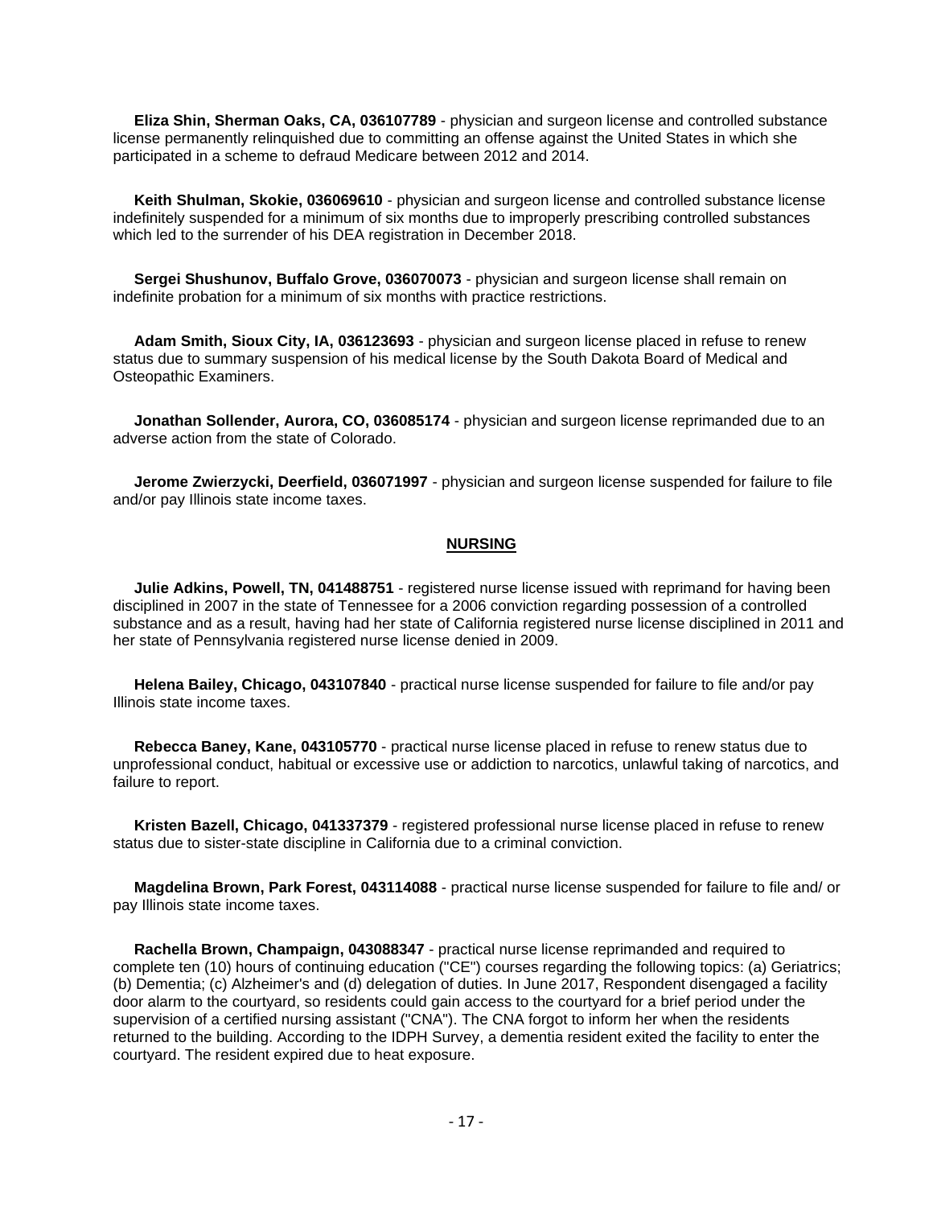**Eliza Shin, Sherman Oaks, CA, 036107789** - physician and surgeon license and controlled substance license permanently relinquished due to committing an offense against the United States in which she participated in a scheme to defraud Medicare between 2012 and 2014.

**Keith Shulman, Skokie, 036069610** - physician and surgeon license and controlled substance license indefinitely suspended for a minimum of six months due to improperly prescribing controlled substances which led to the surrender of his DEA registration in December 2018.

**Sergei Shushunov, Buffalo Grove, 036070073** - physician and surgeon license shall remain on indefinite probation for a minimum of six months with practice restrictions.

**Adam Smith, Sioux City, IA, 036123693** - physician and surgeon license placed in refuse to renew status due to summary suspension of his medical license by the South Dakota Board of Medical and Osteopathic Examiners.

**Jonathan Sollender, Aurora, CO, 036085174** - physician and surgeon license reprimanded due to an adverse action from the state of Colorado.

**Jerome Zwierzycki, Deerfield, 036071997** - physician and surgeon license suspended for failure to file and/or pay Illinois state income taxes.

## NURSING

**Julie Adkins, Powell, TN, 041488751** - registered nurse license issued with reprimand for having been disciplined in 2007 in the state of Tennessee for a 2006 conviction regarding possession of a controlled substance and as a result, having had her state of California registered nurse license disciplined in 2011 and her state of Pennsylvania registered nurse license denied in 2009.

**Helena Bailey, Chicago, 043107840** - practical nurse license suspended for failure to file and/or pay Illinois state income taxes.

**Rebecca Baney, Kane, 043105770** - practical nurse license placed in refuse to renew status due to unprofessional conduct, habitual or excessive use or addiction to narcotics, unlawful taking of narcotics, and failure to report.

**Kristen Bazell, Chicago, 041337379** - registered professional nurse license placed in refuse to renew status due to sister-state discipline in California due to a criminal conviction.

**Magdelina Brown, Park Forest, 043114088** - practical nurse license suspended for failure to file and/ or pay Illinois state income taxes.

**Rachella Brown, Champaign, 043088347** - practical nurse license reprimanded and required to complete ten (10) hours of continuing education ("CE") courses regarding the following topics: (a) Geriatrics; (b) Dementia; (c) Alzheimer's and (d) delegation of duties. In June 2017, Respondent disengaged a facility door alarm to the courtyard, so residents could gain access to the courtyard for a brief period under the supervision of a certified nursing assistant ("CNA"). The CNA forgot to inform her when the residents returned to the building. According to the IDPH Survey, a dementia resident exited the facility to enter the courtyard. The resident expired due to heat exposure.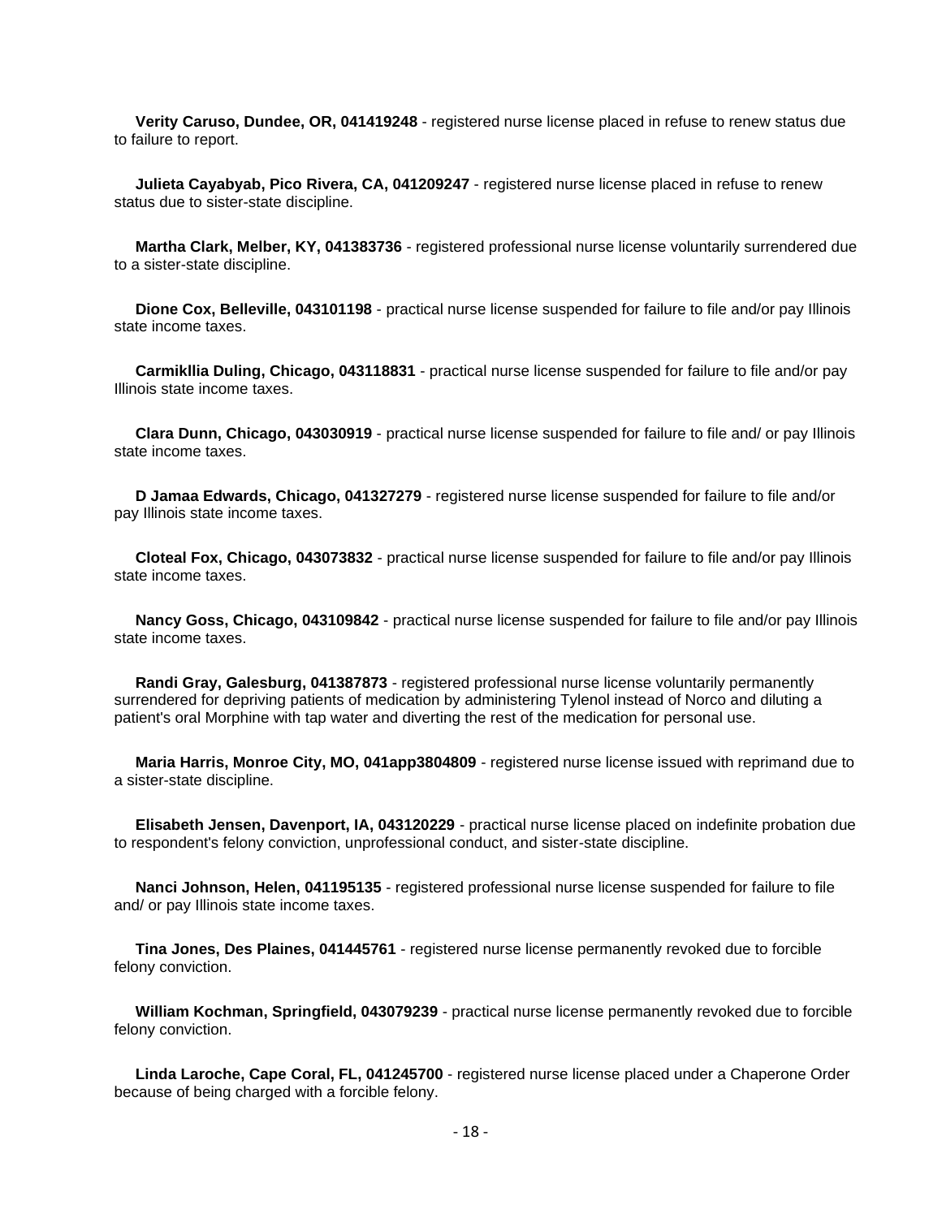**Verity Caruso, Dundee, OR, 041419248** - registered nurse license placed in refuse to renew status due to failure to report.

**Julieta Cayabyab, Pico Rivera, CA, 041209247** - registered nurse license placed in refuse to renew status due to sister-state discipline.

**Martha Clark, Melber, KY, 041383736** - registered professional nurse license voluntarily surrendered due to a sister-state discipline.

**Dione Cox, Belleville, 043101198** - practical nurse license suspended for failure to file and/or pay Illinois state income taxes.

**Carmikllia Duling, Chicago, 043118831** - practical nurse license suspended for failure to file and/or pay Illinois state income taxes.

**Clara Dunn, Chicago, 043030919** - practical nurse license suspended for failure to file and/ or pay Illinois state income taxes.

**D Jamaa Edwards, Chicago, 041327279** - registered nurse license suspended for failure to file and/or pay Illinois state income taxes.

**Cloteal Fox, Chicago, 043073832** - practical nurse license suspended for failure to file and/or pay Illinois state income taxes.

**Nancy Goss, Chicago, 043109842** - practical nurse license suspended for failure to file and/or pay Illinois state income taxes.

**Randi Gray, Galesburg, 041387873** - registered professional nurse license voluntarily permanently surrendered for depriving patients of medication by administering Tylenol instead of Norco and diluting a patient's oral Morphine with tap water and diverting the rest of the medication for personal use.

**Maria Harris, Monroe City, MO, 041app3804809** - registered nurse license issued with reprimand due to a sister-state discipline.

**Elisabeth Jensen, Davenport, IA, 043120229** - practical nurse license placed on indefinite probation due to respondent's felony conviction, unprofessional conduct, and sister-state discipline.

**Nanci Johnson, Helen, 041195135** - registered professional nurse license suspended for failure to file and/ or pay Illinois state income taxes.

**Tina Jones, Des Plaines, 041445761** - registered nurse license permanently revoked due to forcible felony conviction.

**William Kochman, Springfield, 043079239** - practical nurse license permanently revoked due to forcible felony conviction.

**Linda Laroche, Cape Coral, FL, 041245700** - registered nurse license placed under a Chaperone Order because of being charged with a forcible felony.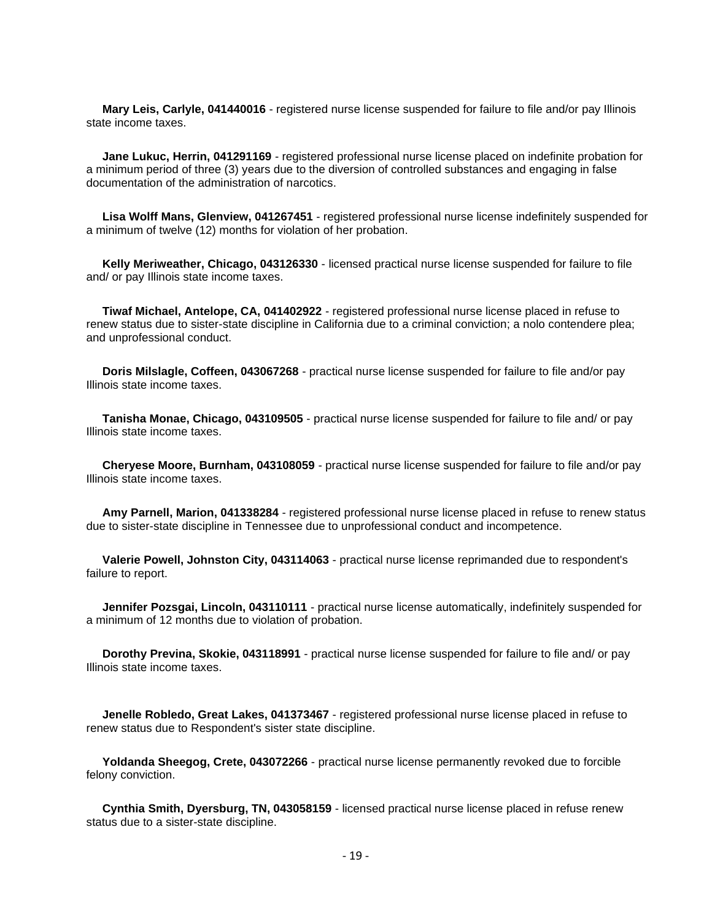**Mary Leis, Carlyle, 041440016** - registered nurse license suspended for failure to file and/or pay Illinois state income taxes.

**Jane Lukuc, Herrin, 041291169** - registered professional nurse license placed on indefinite probation for a minimum period of three (3) years due to the diversion of controlled substances and engaging in false documentation of the administration of narcotics.

**Lisa Wolff Mans, Glenview, 041267451** - registered professional nurse license indefinitely suspended for a minimum of twelve (12) months for violation of her probation.

**Kelly Meriweather, Chicago, 043126330** - licensed practical nurse license suspended for failure to file and/ or pay Illinois state income taxes.

**Tiwaf Michael, Antelope, CA, 041402922** - registered professional nurse license placed in refuse to renew status due to sister-state discipline in California due to a criminal conviction; a nolo contendere plea; and unprofessional conduct.

**Doris Milslagle, Coffeen, 043067268** - practical nurse license suspended for failure to file and/or pay Illinois state income taxes.

**Tanisha Monae, Chicago, 043109505** - practical nurse license suspended for failure to file and/ or pay Illinois state income taxes.

**Cheryese Moore, Burnham, 043108059** - practical nurse license suspended for failure to file and/or pay Illinois state income taxes.

**Amy Parnell, Marion, 041338284** - registered professional nurse license placed in refuse to renew status due to sister-state discipline in Tennessee due to unprofessional conduct and incompetence.

**Valerie Powell, Johnston City, 043114063** - practical nurse license reprimanded due to respondent's failure to report.

**Jennifer Pozsgai, Lincoln, 043110111** - practical nurse license automatically, indefinitely suspended for a minimum of 12 months due to violation of probation.

**Dorothy Previna, Skokie, 043118991** - practical nurse license suspended for failure to file and/ or pay Illinois state income taxes.

**Jenelle Robledo, Great Lakes, 041373467** - registered professional nurse license placed in refuse to renew status due to Respondent's sister state discipline.

**Yoldanda Sheegog, Crete, 043072266** - practical nurse license permanently revoked due to forcible felony conviction.

**Cynthia Smith, Dyersburg, TN, 043058159** - licensed practical nurse license placed in refuse renew status due to a sister-state discipline.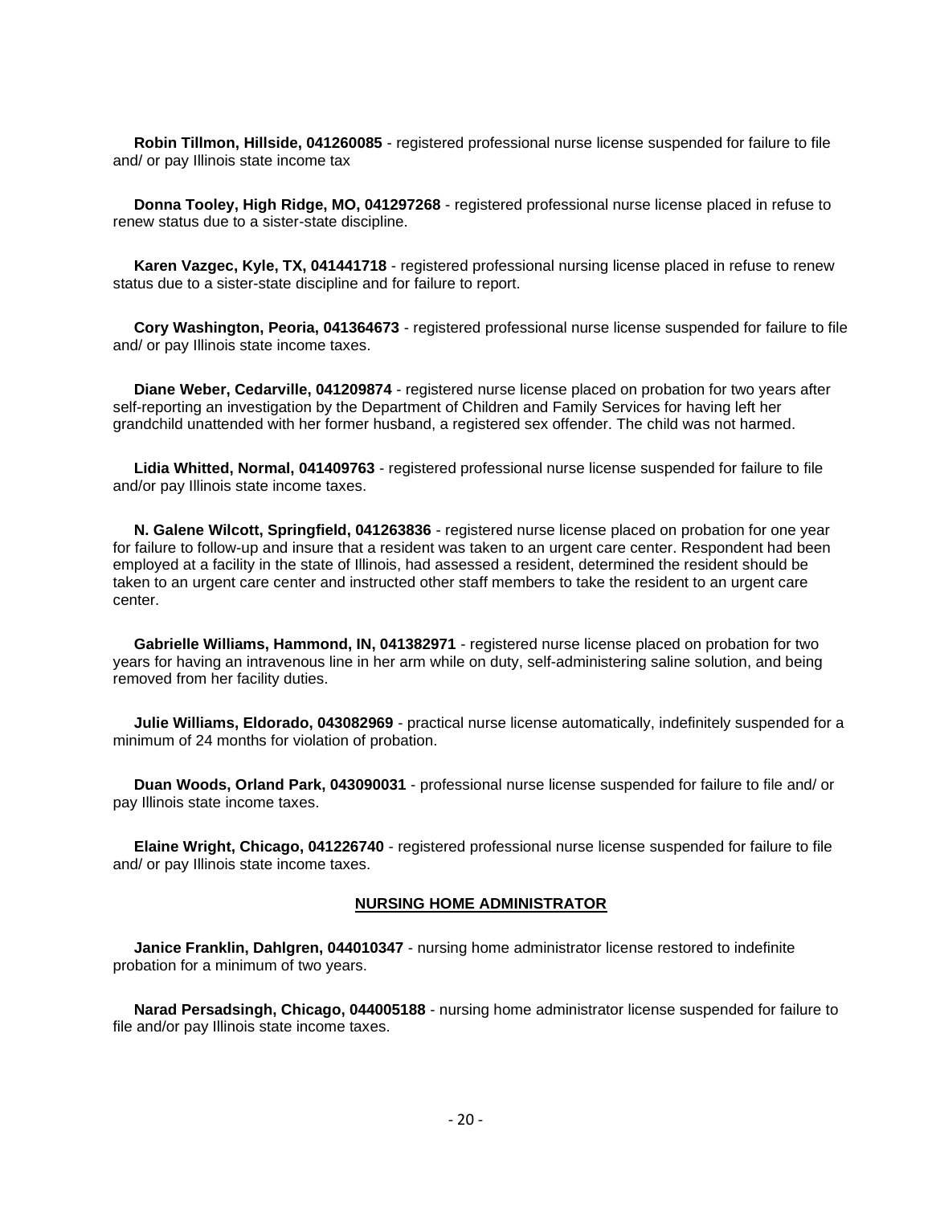**Robin Tillmon, Hillside, 041260085** - registered professional nurse license suspended for failure to file and/ or pay Illinois state income tax

**Donna Tooley, High Ridge, MO, 041297268** - registered professional nurse license placed in refuse to renew status due to a sister-state discipline.

**Karen Vazgec, Kyle, TX, 041441718** - registered professional nursing license placed in refuse to renew status due to a sister-state discipline and for failure to report.

**Cory Washington, Peoria, 041364673** - registered professional nurse license suspended for failure to file and/ or pay Illinois state income taxes.

**Diane Weber, Cedarville, 041209874** - registered nurse license placed on probation for two years after self-reporting an investigation by the Department of Children and Family Services for having left her grandchild unattended with her former husband, a registered sex offender. The child was not harmed.

**Lidia Whitted, Normal, 041409763** - registered professional nurse license suspended for failure to file and/or pay Illinois state income taxes.

**N. Galene Wilcott, Springfield, 041263836** - registered nurse license placed on probation for one year for failure to follow-up and insure that a resident was taken to an urgent care center. Respondent had been employed at a facility in the state of Illinois, had assessed a resident, determined the resident should be taken to an urgent care center and instructed other staff members to take the resident to an urgent care center.

**Gabrielle Williams, Hammond, IN, 041382971** - registered nurse license placed on probation for two years for having an intravenous line in her arm while on duty, self-administering saline solution, and being removed from her facility duties.

**Julie Williams, Eldorado, 043082969** - practical nurse license automatically, indefinitely suspended for a minimum of 24 months for violation of probation.

**Duan Woods, Orland Park, 043090031** - professional nurse license suspended for failure to file and/ or pay Illinois state income taxes.

**Elaine Wright, Chicago, 041226740** - registered professional nurse license suspended for failure to file and/ or pay Illinois state income taxes.

## NURSING HOME ADMINISTRATOR

**Janice Franklin, Dahlgren, 044010347** - nursing home administrator license restored to indefinite probation for a minimum of two years.

**Narad Persadsingh, Chicago, 044005188** - nursing home administrator license suspended for failure to file and/or pay Illinois state income taxes.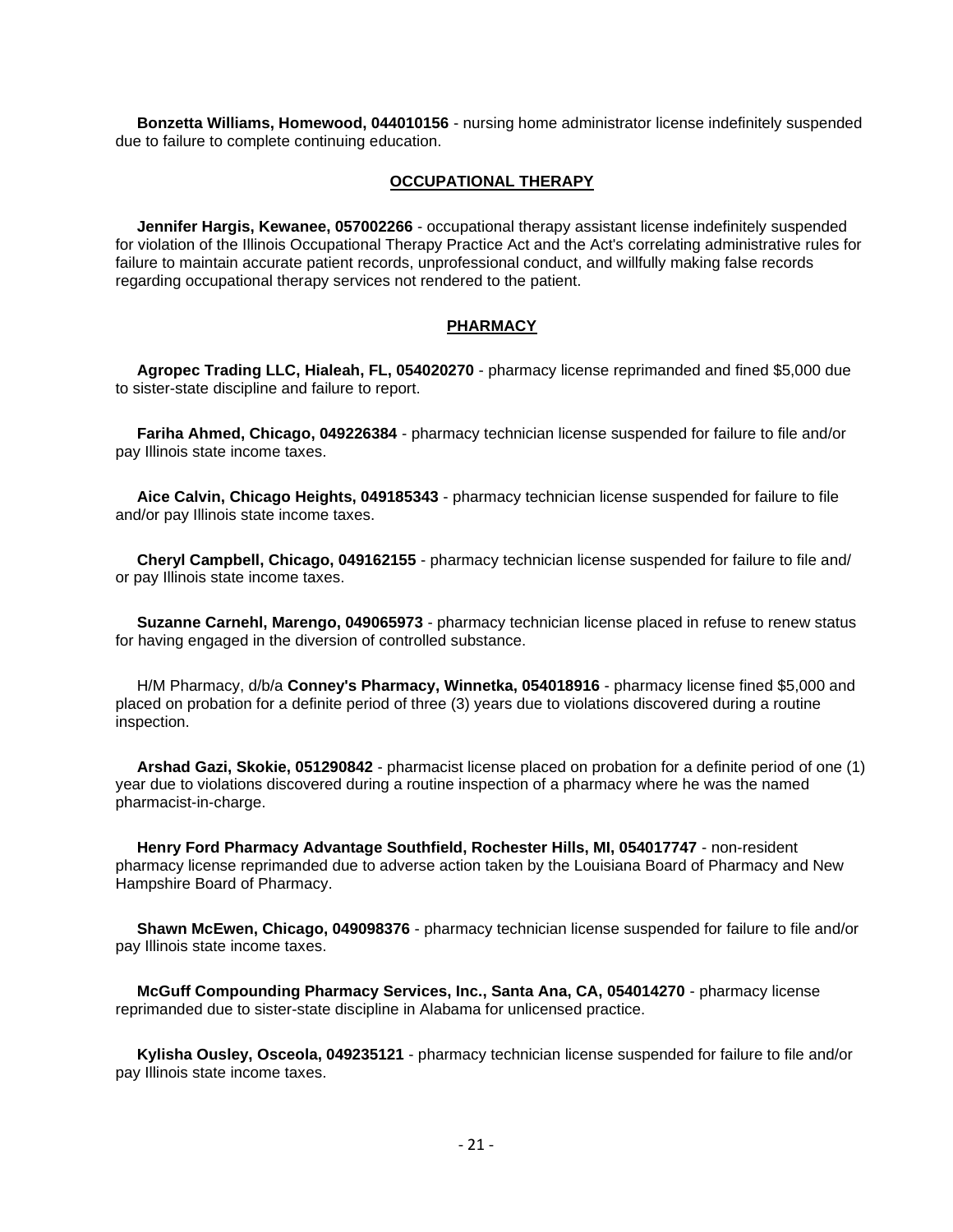**Bonzetta Williams, Homewood, 044010156** - nursing home administrator license indefinitely suspended due to failure to complete continuing education.

## OCCUPATIONAL THERAPY

**Jennifer Hargis, Kewanee, 057002266** - occupational therapy assistant license indefinitely suspended for violation of the Illinois Occupational Therapy Practice Act and the Act's correlating administrative rules for failure to maintain accurate patient records, unprofessional conduct, and willfully making false records regarding occupational therapy services not rendered to the patient.

## PHARMACY

**Agropec Trading LLC, Hialeah, FL, 054020270** - pharmacy license reprimanded and fined $5,000 due to sister-state discipline and failure to report.

**Fariha Ahmed, Chicago, 049226384** - pharmacy technician license suspended for failure to file and/or pay Illinois state income taxes.

**Aice Calvin, Chicago Heights, 049185343** - pharmacy technician license suspended for failure to file and/or pay Illinois state income taxes.

**Cheryl Campbell, Chicago, 049162155** - pharmacy technician license suspended for failure to file and/ or pay Illinois state income taxes.

**Suzanne Carnehl, Marengo, 049065973** - pharmacy technician license placed in refuse to renew status for having engaged in the diversion of controlled substance.

H/M Pharmacy, d/b/a **Conney's Pharmacy, Winnetka, 054018916** - pharmacy license fined $5,000 and placed on probation for a definite period of three (3) years due to violations discovered during a routine inspection.

**Arshad Gazi, Skokie, 051290842** - pharmacist license placed on probation for a definite period of one (1) year due to violations discovered during a routine inspection of a pharmacy where he was the named pharmacist-in-charge.

**Henry Ford Pharmacy Advantage Southfield, Rochester Hills, MI, 054017747** - non-resident pharmacy license reprimanded due to adverse action taken by the Louisiana Board of Pharmacy and New Hampshire Board of Pharmacy.

**Shawn McEwen, Chicago, 049098376** - pharmacy technician license suspended for failure to file and/or pay Illinois state income taxes.

**McGuff Compounding Pharmacy Services, Inc., Santa Ana, CA, 054014270** - pharmacy license reprimanded due to sister-state discipline in Alabama for unlicensed practice.

**Kylisha Ousley, Osceola, 049235121** - pharmacy technician license suspended for failure to file and/or pay Illinois state income taxes.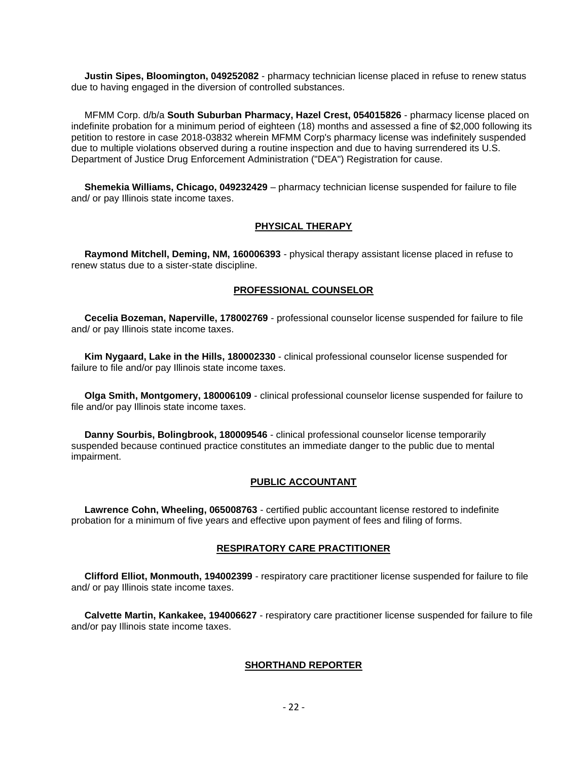**Justin Sipes, Bloomington, 049252082** - pharmacy technician license placed in refuse to renew status due to having engaged in the diversion of controlled substances.

MFMM Corp. d/b/a **South Suburban Pharmacy, Hazel Crest, 054015826** - pharmacy license placed on indefinite probation for a minimum period of eighteen (18) months and assessed a fine of $2,000 following its petition to restore in case 2018-03832 wherein MFMM Corp's pharmacy license was indefinitely suspended due to multiple violations observed during a routine inspection and due to having surrendered its U.S. Department of Justice Drug Enforcement Administration ("DEA") Registration for cause.

**Shemekia Williams, Chicago, 049232429** – pharmacy technician license suspended for failure to file and/ or pay Illinois state income taxes.

## PHYSICAL THERAPY

**Raymond Mitchell, Deming, NM, 160006393** - physical therapy assistant license placed in refuse to renew status due to a sister-state discipline.

## PROFESSIONAL COUNSELOR

**Cecelia Bozeman, Naperville, 178002769** - professional counselor license suspended for failure to file and/ or pay Illinois state income taxes.

**Kim Nygaard, Lake in the Hills, 180002330** - clinical professional counselor license suspended for failure to file and/or pay Illinois state income taxes.

**Olga Smith, Montgomery, 180006109** - clinical professional counselor license suspended for failure to file and/or pay Illinois state income taxes.

**Danny Sourbis, Bolingbrook, 180009546** - clinical professional counselor license temporarily suspended because continued practice constitutes an immediate danger to the public due to mental impairment.

## PUBLIC ACCOUNTANT

**Lawrence Cohn, Wheeling, 065008763** - certified public accountant license restored to indefinite probation for a minimum of five years and effective upon payment of fees and filing of forms.

## RESPIRATORY CARE PRACTITIONER

**Clifford Elliot, Monmouth, 194002399** - respiratory care practitioner license suspended for failure to file and/ or pay Illinois state income taxes.

**Calvette Martin, Kankakee, 194006627** - respiratory care practitioner license suspended for failure to file and/or pay Illinois state income taxes.

## SHORTHAND REPORTER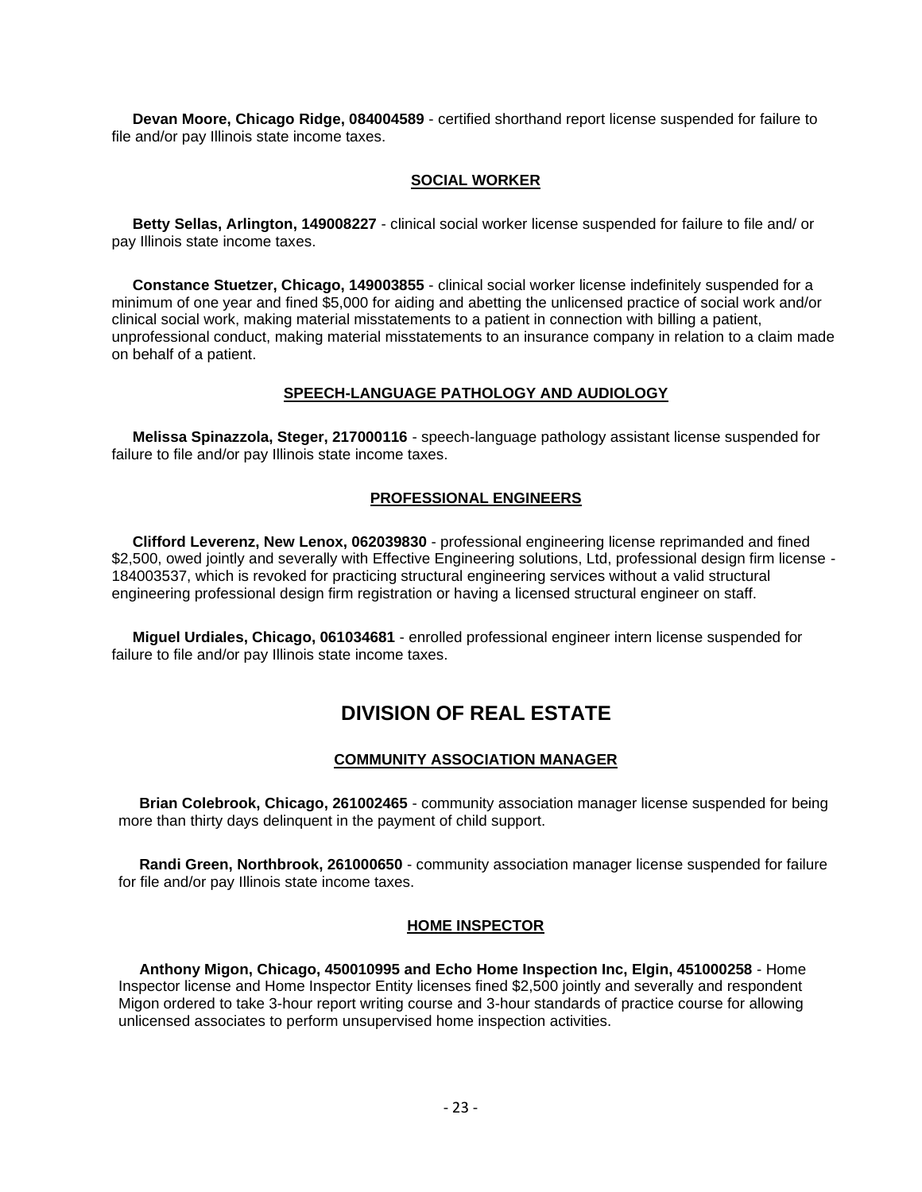**Devan Moore, Chicago Ridge, 084004589** - certified shorthand report license suspended for failure to file and/or pay Illinois state income taxes.

### SOCIAL WORKER

**Betty Sellas, Arlington, 149008227** - clinical social worker license suspended for failure to file and/ or pay Illinois state income taxes.

**Constance Stuetzer, Chicago, 149003855** - clinical social worker license indefinitely suspended for a minimum of one year and fined $5,000 for aiding and abetting the unlicensed practice of social work and/or clinical social work, making material misstatements to a patient in connection with billing a patient, unprofessional conduct, making material misstatements to an insurance company in relation to a claim made on behalf of a patient.

### SPEECH-LANGUAGE PATHOLOGY AND AUDIOLOGY

**Melissa Spinazzola, Steger, 217000116** - speech-language pathology assistant license suspended for failure to file and/or pay Illinois state income taxes.

### PROFESSIONAL ENGINEERS

**Clifford Leverenz, New Lenox, 062039830** - professional engineering license reprimanded and fined $2,500, owed jointly and severally with Effective Engineering solutions, Ltd, professional design firm license - 184003537, which is revoked for practicing structural engineering services without a valid structural engineering professional design firm registration or having a licensed structural engineer on staff.

**Miguel Urdiales, Chicago, 061034681** - enrolled professional engineer intern license suspended for failure to file and/or pay Illinois state income taxes.

## DIVISION OF REAL ESTATE

### COMMUNITY ASSOCIATION MANAGER

**Brian Colebrook, Chicago, 261002465** - community association manager license suspended for being more than thirty days delinquent in the payment of child support.

**Randi Green, Northbrook, 261000650** - community association manager license suspended for failure for file and/or pay Illinois state income taxes.

### HOME INSPECTOR

**Anthony Migon, Chicago, 450010995 and Echo Home Inspection Inc, Elgin, 451000258** - Home Inspector license and Home Inspector Entity licenses fined $2,500 jointly and severally and respondent Migon ordered to take 3-hour report writing course and 3-hour standards of practice course for allowing unlicensed associates to perform unsupervised home inspection activities.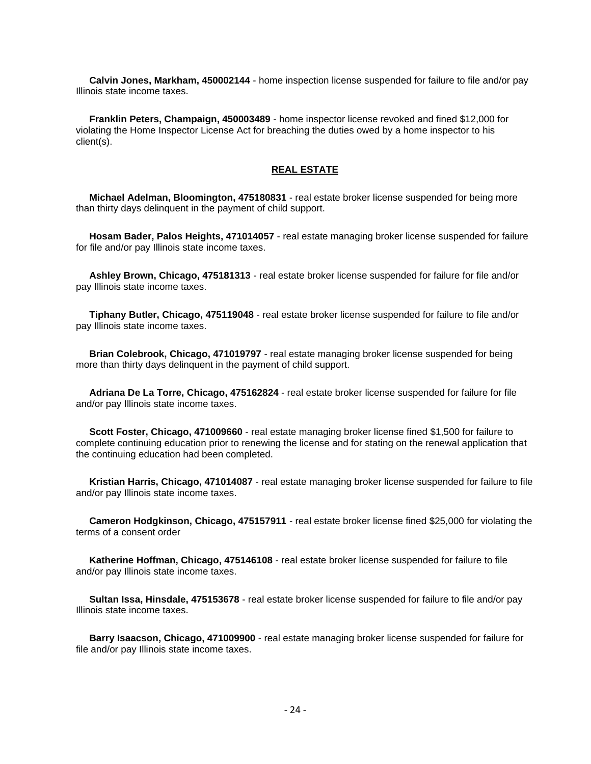**Calvin Jones, Markham, 450002144** - home inspection license suspended for failure to file and/or pay Illinois state income taxes.

**Franklin Peters, Champaign, 450003489** - home inspector license revoked and fined $12,000 for violating the Home Inspector License Act for breaching the duties owed by a home inspector to his client(s).

## REAL ESTATE

**Michael Adelman, Bloomington, 475180831** - real estate broker license suspended for being more than thirty days delinquent in the payment of child support.

**Hosam Bader, Palos Heights, 471014057** - real estate managing broker license suspended for failure for file and/or pay Illinois state income taxes.

**Ashley Brown, Chicago, 475181313** - real estate broker license suspended for failure for file and/or pay Illinois state income taxes.

**Tiphany Butler, Chicago, 475119048** - real estate broker license suspended for failure to file and/or pay Illinois state income taxes.

**Brian Colebrook, Chicago, 471019797** - real estate managing broker license suspended for being more than thirty days delinquent in the payment of child support.

**Adriana De La Torre, Chicago, 475162824** - real estate broker license suspended for failure for file and/or pay Illinois state income taxes.

**Scott Foster, Chicago, 471009660** - real estate managing broker license fined $1,500 for failure to complete continuing education prior to renewing the license and for stating on the renewal application that the continuing education had been completed.

**Kristian Harris, Chicago, 471014087** - real estate managing broker license suspended for failure to file and/or pay Illinois state income taxes.

**Cameron Hodgkinson, Chicago, 475157911** - real estate broker license fined $25,000 for violating the terms of a consent order

**Katherine Hoffman, Chicago, 475146108** - real estate broker license suspended for failure to file and/or pay Illinois state income taxes.

**Sultan Issa, Hinsdale, 475153678** - real estate broker license suspended for failure to file and/or pay Illinois state income taxes.

**Barry Isaacson, Chicago, 471009900** - real estate managing broker license suspended for failure for file and/or pay Illinois state income taxes.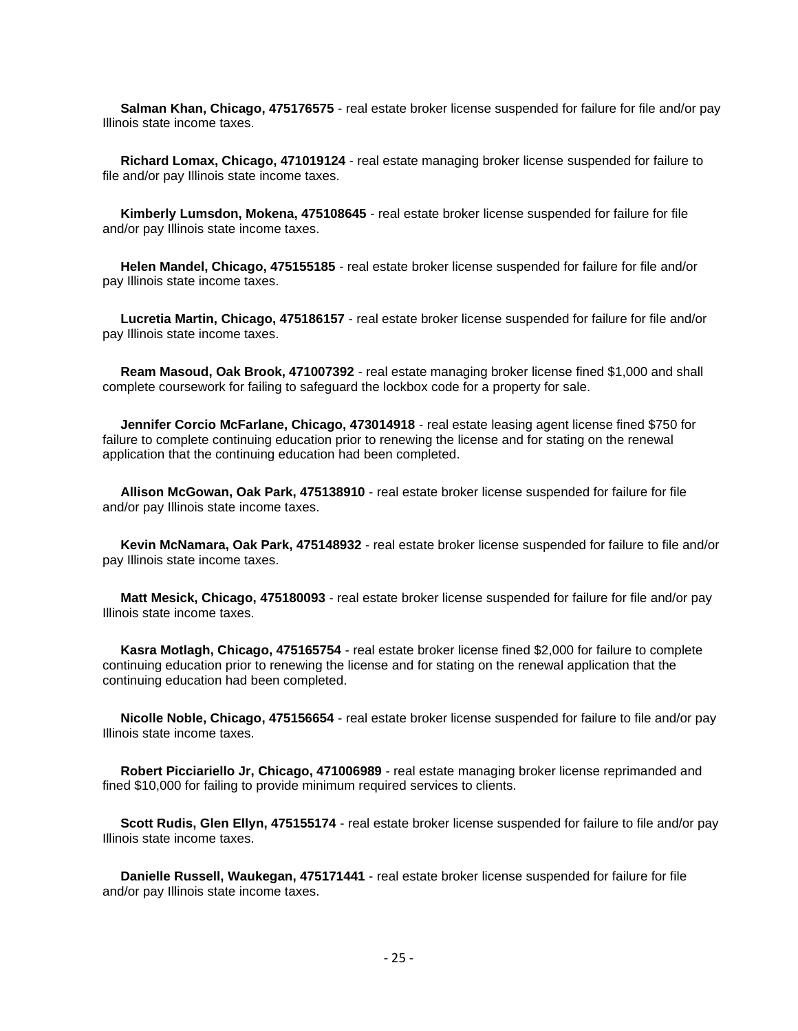**Salman Khan, Chicago, 475176575** - real estate broker license suspended for failure for file and/or pay Illinois state income taxes.

**Richard Lomax, Chicago, 471019124** - real estate managing broker license suspended for failure to file and/or pay Illinois state income taxes.

**Kimberly Lumsdon, Mokena, 475108645** - real estate broker license suspended for failure for file and/or pay Illinois state income taxes.

**Helen Mandel, Chicago, 475155185** - real estate broker license suspended for failure for file and/or pay Illinois state income taxes.

**Lucretia Martin, Chicago, 475186157** - real estate broker license suspended for failure for file and/or pay Illinois state income taxes.

**Ream Masoud, Oak Brook, 471007392** - real estate managing broker license fined $1,000 and shall complete coursework for failing to safeguard the lockbox code for a property for sale.

**Jennifer Corcio McFarlane, Chicago, 473014918** - real estate leasing agent license fined $750 for failure to complete continuing education prior to renewing the license and for stating on the renewal application that the continuing education had been completed.

**Allison McGowan, Oak Park, 475138910** - real estate broker license suspended for failure for file and/or pay Illinois state income taxes.

**Kevin McNamara, Oak Park, 475148932** - real estate broker license suspended for failure to file and/or pay Illinois state income taxes.

**Matt Mesick, Chicago, 475180093** - real estate broker license suspended for failure for file and/or pay Illinois state income taxes.

**Kasra Motlagh, Chicago, 475165754** - real estate broker license fined $2,000 for failure to complete continuing education prior to renewing the license and for stating on the renewal application that the continuing education had been completed.

**Nicolle Noble, Chicago, 475156654** - real estate broker license suspended for failure to file and/or pay Illinois state income taxes.

**Robert Picciariello Jr, Chicago, 471006989** - real estate managing broker license reprimanded and fined $10,000 for failing to provide minimum required services to clients.

**Scott Rudis, Glen Ellyn, 475155174** - real estate broker license suspended for failure to file and/or pay Illinois state income taxes.

**Danielle Russell, Waukegan, 475171441** - real estate broker license suspended for failure for file and/or pay Illinois state income taxes.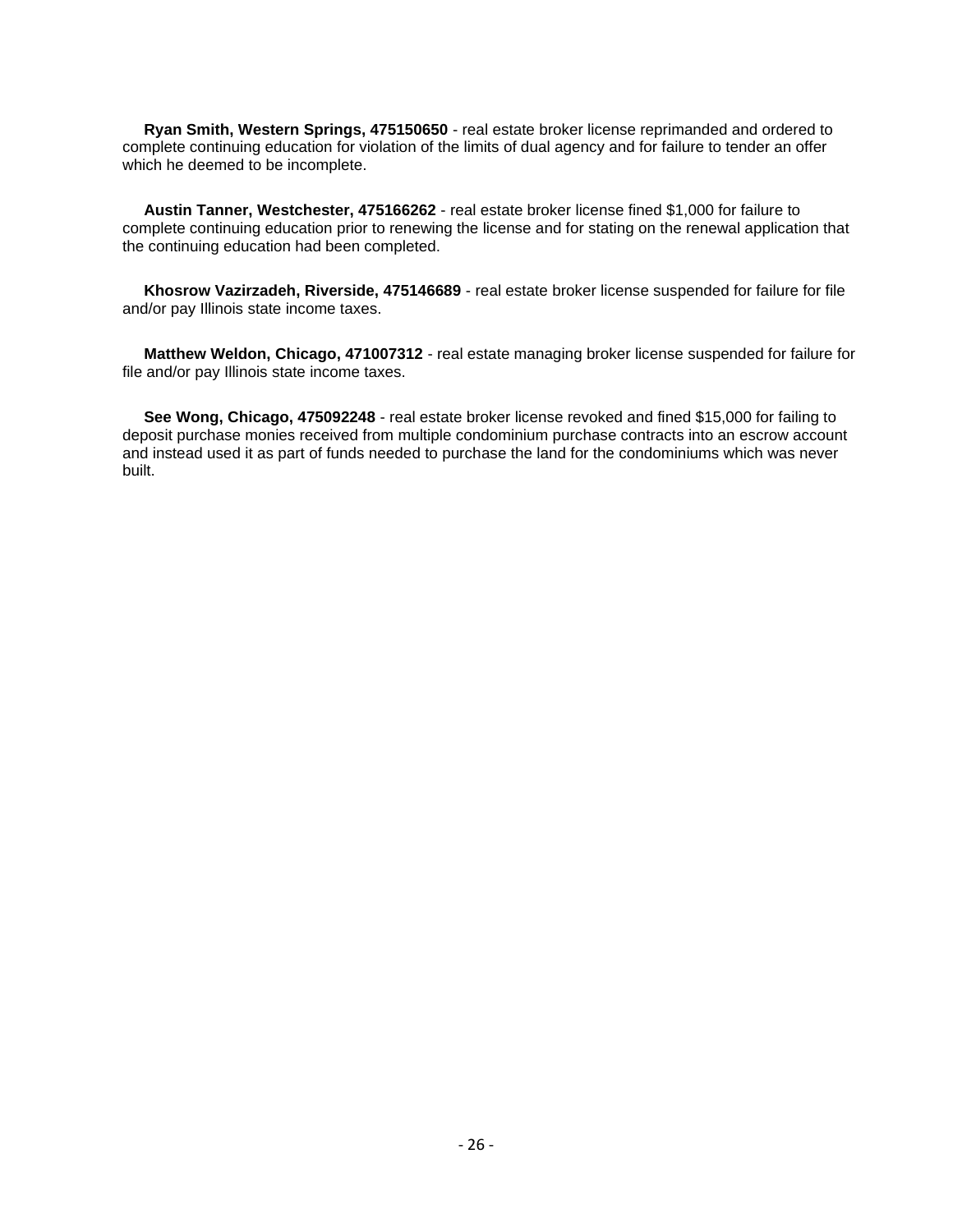**Ryan Smith, Western Springs, 475150650** - real estate broker license reprimanded and ordered to complete continuing education for violation of the limits of dual agency and for failure to tender an offer which he deemed to be incomplete.

**Austin Tanner, Westchester, 475166262** - real estate broker license fined $1,000 for failure to complete continuing education prior to renewing the license and for stating on the renewal application that the continuing education had been completed.

**Khosrow Vazirzadeh, Riverside, 475146689** - real estate broker license suspended for failure for file and/or pay Illinois state income taxes.

**Matthew Weldon, Chicago, 471007312** - real estate managing broker license suspended for failure for file and/or pay Illinois state income taxes.

**See Wong, Chicago, 475092248** - real estate broker license revoked and fined $15,000 for failing to deposit purchase monies received from multiple condominium purchase contracts into an escrow account and instead used it as part of funds needed to purchase the land for the condominiums which was never built.